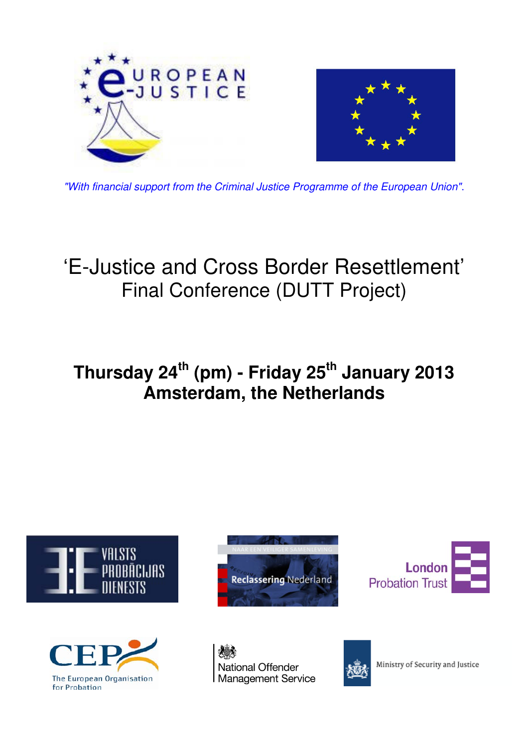*"With financial support from the Criminal Justice Programme of the European Union".*

# 'E-Justice and Cross Border Resettlement'
## Final Conference (DUTT Project)

**Thursday 24th (pm) - Friday 25th January 2013**
**Amsterdam, the Netherlands**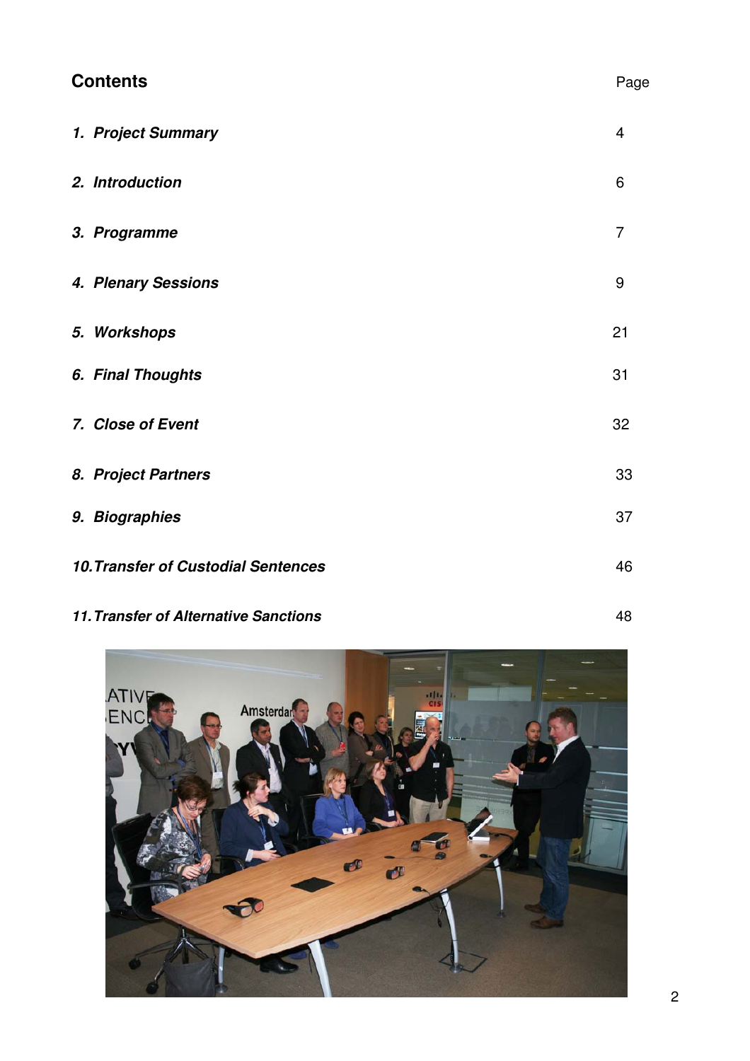## Contents

| | Page |
|---|---|
| ***1. Project Summary*** | 4 |
| ***2. Introduction*** | 6 |
| ***3. Programme*** | 7 |
| ***4. Plenary Sessions*** | 9 |
| ***5. Workshops*** | 21 |
| ***6. Final Thoughts*** | 31 |
| ***7. Close of Event*** | 32 |
| ***8. Project Partners*** | 33 |
| ***9. Biographies*** | 37 |
| ***10. Transfer of Custodial Sentences*** | 46 |
| ***11. Transfer of Alternative Sanctions*** | 48 |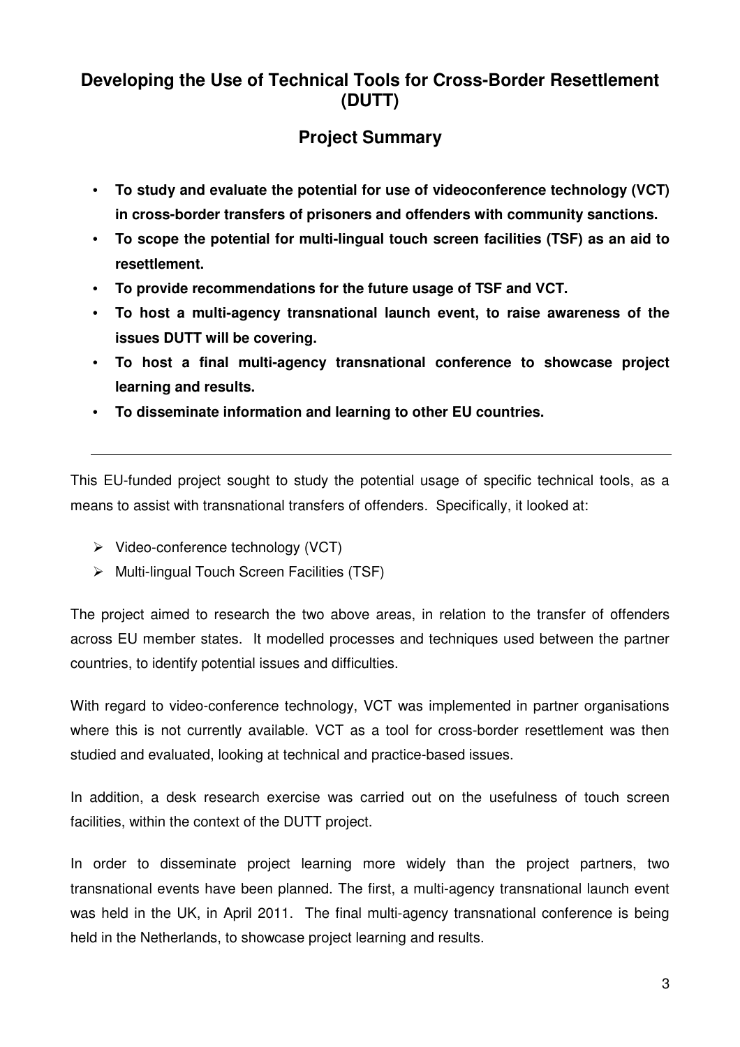# Developing the Use of Technical Tools for Cross-Border Resettlement (DUTT)

## Project Summary

- **To study and evaluate the potential for use of videoconference technology (VCT) in cross-border transfers of prisoners and offenders with community sanctions.**
- **To scope the potential for multi-lingual touch screen facilities (TSF) as an aid to resettlement.**
- **To provide recommendations for the future usage of TSF and VCT.**
- **To host a multi-agency transnational launch event, to raise awareness of the issues DUTT will be covering.**
- **To host a final multi-agency transnational conference to showcase project learning and results.**
- **To disseminate information and learning to other EU countries.**

---

This EU-funded project sought to study the potential usage of specific technical tools, as a means to assist with transnational transfers of offenders. Specifically, it looked at:

- Video-conference technology (VCT)
- Multi-lingual Touch Screen Facilities (TSF)

The project aimed to research the two above areas, in relation to the transfer of offenders across EU member states. It modelled processes and techniques used between the partner countries, to identify potential issues and difficulties.

With regard to video-conference technology, VCT was implemented in partner organisations where this is not currently available. VCT as a tool for cross-border resettlement was then studied and evaluated, looking at technical and practice-based issues.

In addition, a desk research exercise was carried out on the usefulness of touch screen facilities, within the context of the DUTT project.

In order to disseminate project learning more widely than the project partners, two transnational events have been planned. The first, a multi-agency transnational launch event was held in the UK, in April 2011. The final multi-agency transnational conference is being held in the Netherlands, to showcase project learning and results.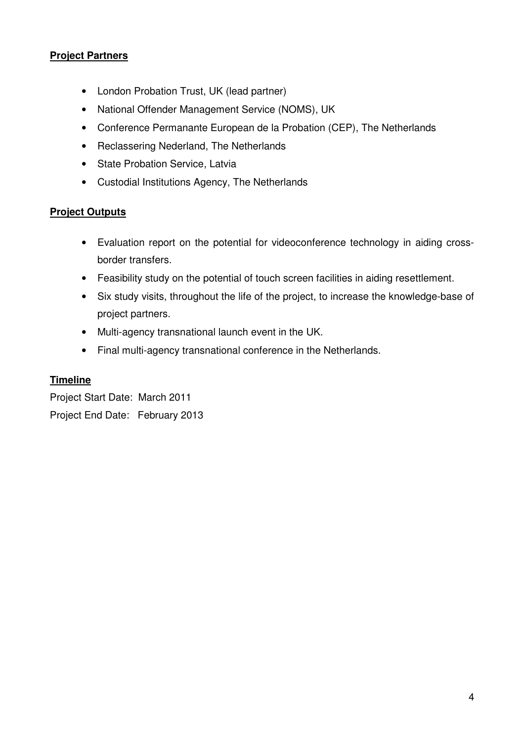## Project Partners

- London Probation Trust, UK (lead partner)
- National Offender Management Service (NOMS), UK
- Conference Permanante European de la Probation (CEP), The Netherlands
- Reclassering Nederland, The Netherlands
- State Probation Service, Latvia
- Custodial Institutions Agency, The Netherlands

## Project Outputs

- Evaluation report on the potential for videoconference technology in aiding cross-border transfers.
- Feasibility study on the potential of touch screen facilities in aiding resettlement.
- Six study visits, throughout the life of the project, to increase the knowledge-base of project partners.
- Multi-agency transnational launch event in the UK.
- Final multi-agency transnational conference in the Netherlands.

## Timeline

Project Start Date: March 2011

Project End Date: February 2013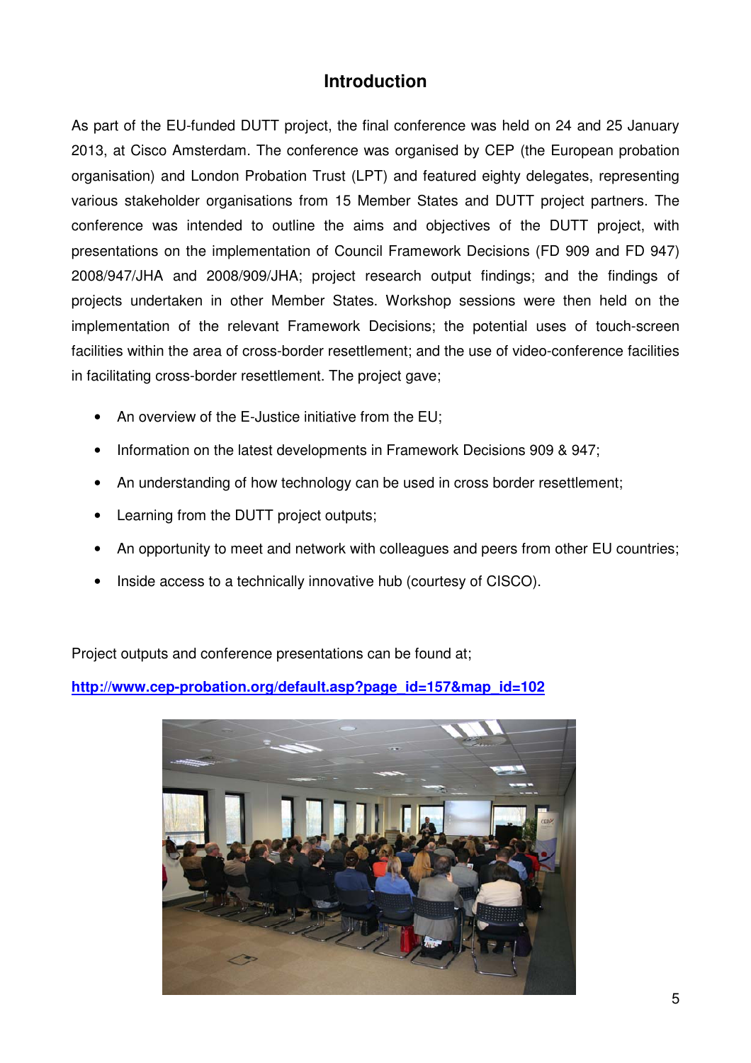# Introduction

As part of the EU-funded DUTT project, the final conference was held on 24 and 25 January 2013, at Cisco Amsterdam. The conference was organised by CEP (the European probation organisation) and London Probation Trust (LPT) and featured eighty delegates, representing various stakeholder organisations from 15 Member States and DUTT project partners. The conference was intended to outline the aims and objectives of the DUTT project, with presentations on the implementation of Council Framework Decisions (FD 909 and FD 947) 2008/947/JHA and 2008/909/JHA; project research output findings; and the findings of projects undertaken in other Member States. Workshop sessions were then held on the implementation of the relevant Framework Decisions; the potential uses of touch-screen facilities within the area of cross-border resettlement; and the use of video-conference facilities in facilitating cross-border resettlement. The project gave;

- An overview of the E-Justice initiative from the EU;
- Information on the latest developments in Framework Decisions 909 & 947;
- An understanding of how technology can be used in cross border resettlement;
- Learning from the DUTT project outputs;
- An opportunity to meet and network with colleagues and peers from other EU countries;
- Inside access to a technically innovative hub (courtesy of CISCO).

Project outputs and conference presentations can be found at;

**http://www.cep-probation.org/default.asp?page_id=157&map_id=102**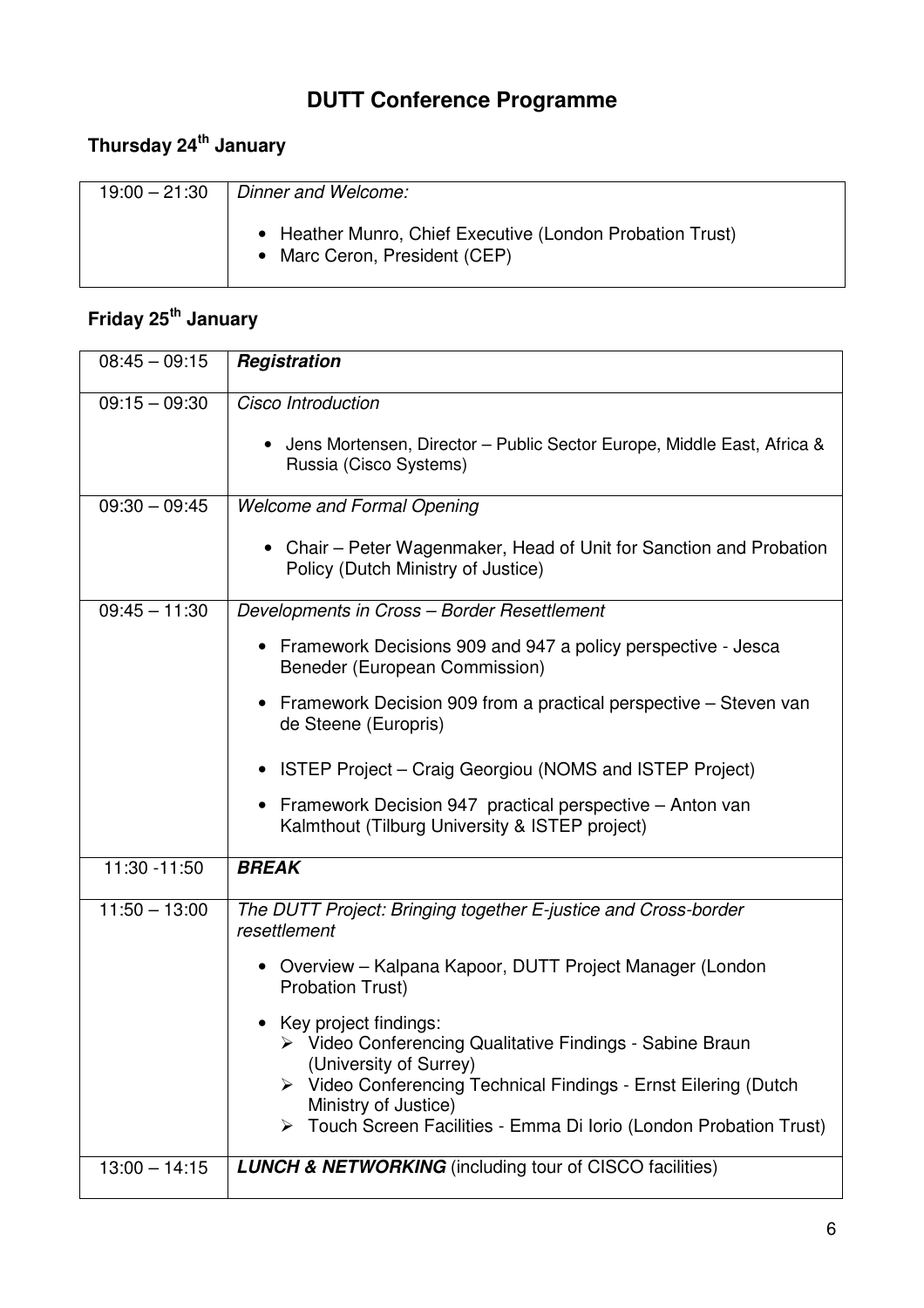# DUTT Conference Programme

## Thursday 24th January

| | |
|---|---|
| 19:00 – 21:30 | *Dinner and Welcome:*<br><br>• Heather Munro, Chief Executive (London Probation Trust)<br>• Marc Ceron, President (CEP) |

## Friday 25th January

| | |
|---|---|
| 08:45 – 09:15 | ***Registration*** |
| 09:15 – 09:30 | *Cisco Introduction*<br><br>• Jens Mortensen, Director – Public Sector Europe, Middle East, Africa & Russia (Cisco Systems) |
| 09:30 – 09:45 | *Welcome and Formal Opening*<br><br>• Chair – Peter Wagenmaker, Head of Unit for Sanction and Probation Policy (Dutch Ministry of Justice) |
| 09:45 – 11:30 | *Developments in Cross – Border Resettlement*<br><br>• Framework Decisions 909 and 947 a policy perspective - Jesca Beneder (European Commission)<br>• Framework Decision 909 from a practical perspective – Steven van de Steene (Europris)<br>• ISTEP Project – Craig Georgiou (NOMS and ISTEP Project)<br>• Framework Decision 947 practical perspective – Anton van Kalmthout (Tilburg University & ISTEP project) |
| 11:30 -11:50 | ***BREAK*** |
| 11:50 – 13:00 | *The DUTT Project: Bringing together E-justice and Cross-border resettlement*<br><br>• Overview – Kalpana Kapoor, DUTT Project Manager (London Probation Trust)<br>• Key project findings:<br>➢ Video Conferencing Qualitative Findings - Sabine Braun (University of Surrey)<br>➢ Video Conferencing Technical Findings - Ernst Eilering (Dutch Ministry of Justice)<br>➢ Touch Screen Facilities - Emma Di Iorio (London Probation Trust) |
| 13:00 – 14:15 | ***LUNCH & NETWORKING*** (including tour of CISCO facilities) |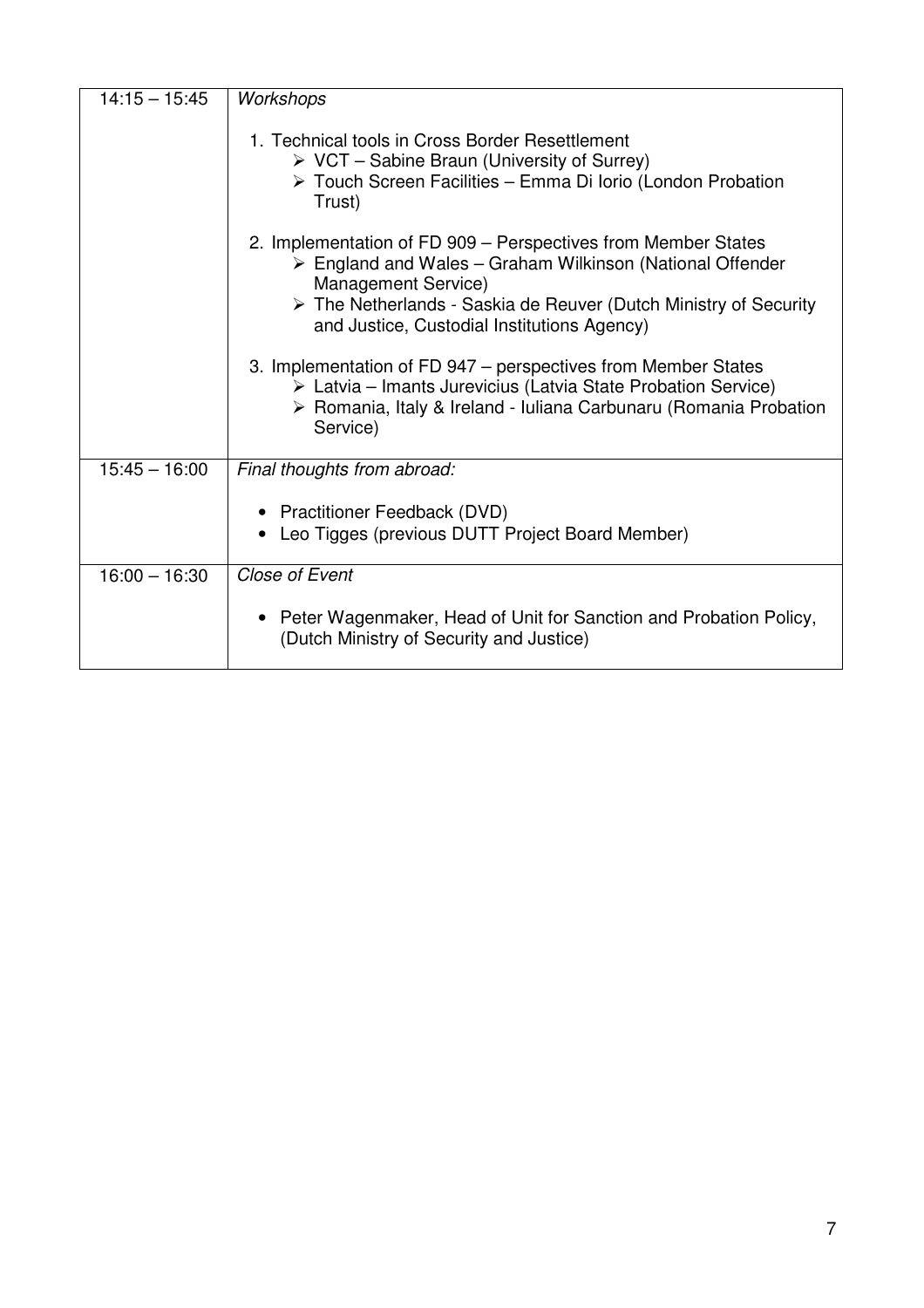| 14:15 – 15:45 | *Workshops*<br><br>1. Technical tools in Cross Border Resettlement<br>➢ VCT – Sabine Braun (University of Surrey)<br>➢ Touch Screen Facilities – Emma Di Iorio (London Probation Trust)<br><br>2. Implementation of FD 909 – Perspectives from Member States<br>➢ England and Wales – Graham Wilkinson (National Offender Management Service)<br>➢ The Netherlands - Saskia de Reuver (Dutch Ministry of Security and Justice, Custodial Institutions Agency)<br><br>3. Implementation of FD 947 – perspectives from Member States<br>➢ Latvia – Imants Jurevicius (Latvia State Probation Service)<br>➢ Romania, Italy & Ireland - Iuliana Carbunaru (Romania Probation Service) |
|---|---|
| 15:45 – 16:00 | *Final thoughts from abroad:*<br><br>• Practitioner Feedback (DVD)<br>• Leo Tigges (previous DUTT Project Board Member) |
| 16:00 – 16:30 | *Close of Event*<br><br>• Peter Wagenmaker, Head of Unit for Sanction and Probation Policy, (Dutch Ministry of Security and Justice) |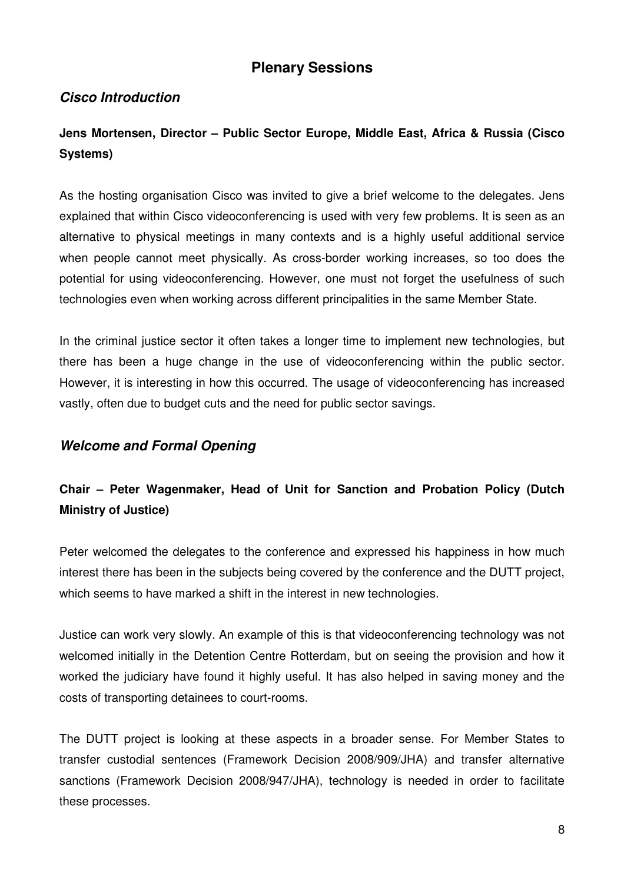## Plenary Sessions

### *Cisco Introduction*

**Jens Mortensen, Director – Public Sector Europe, Middle East, Africa & Russia (Cisco Systems)**

As the hosting organisation Cisco was invited to give a brief welcome to the delegates. Jens explained that within Cisco videoconferencing is used with very few problems. It is seen as an alternative to physical meetings in many contexts and is a highly useful additional service when people cannot meet physically. As cross-border working increases, so too does the potential for using videoconferencing. However, one must not forget the usefulness of such technologies even when working across different principalities in the same Member State.

In the criminal justice sector it often takes a longer time to implement new technologies, but there has been a huge change in the use of videoconferencing within the public sector. However, it is interesting in how this occurred. The usage of videoconferencing has increased vastly, often due to budget cuts and the need for public sector savings.

### *Welcome and Formal Opening*

**Chair – Peter Wagenmaker, Head of Unit for Sanction and Probation Policy (Dutch Ministry of Justice)**

Peter welcomed the delegates to the conference and expressed his happiness in how much interest there has been in the subjects being covered by the conference and the DUTT project, which seems to have marked a shift in the interest in new technologies.

Justice can work very slowly. An example of this is that videoconferencing technology was not welcomed initially in the Detention Centre Rotterdam, but on seeing the provision and how it worked the judiciary have found it highly useful. It has also helped in saving money and the costs of transporting detainees to court-rooms.

The DUTT project is looking at these aspects in a broader sense. For Member States to transfer custodial sentences (Framework Decision 2008/909/JHA) and transfer alternative sanctions (Framework Decision 2008/947/JHA), technology is needed in order to facilitate these processes.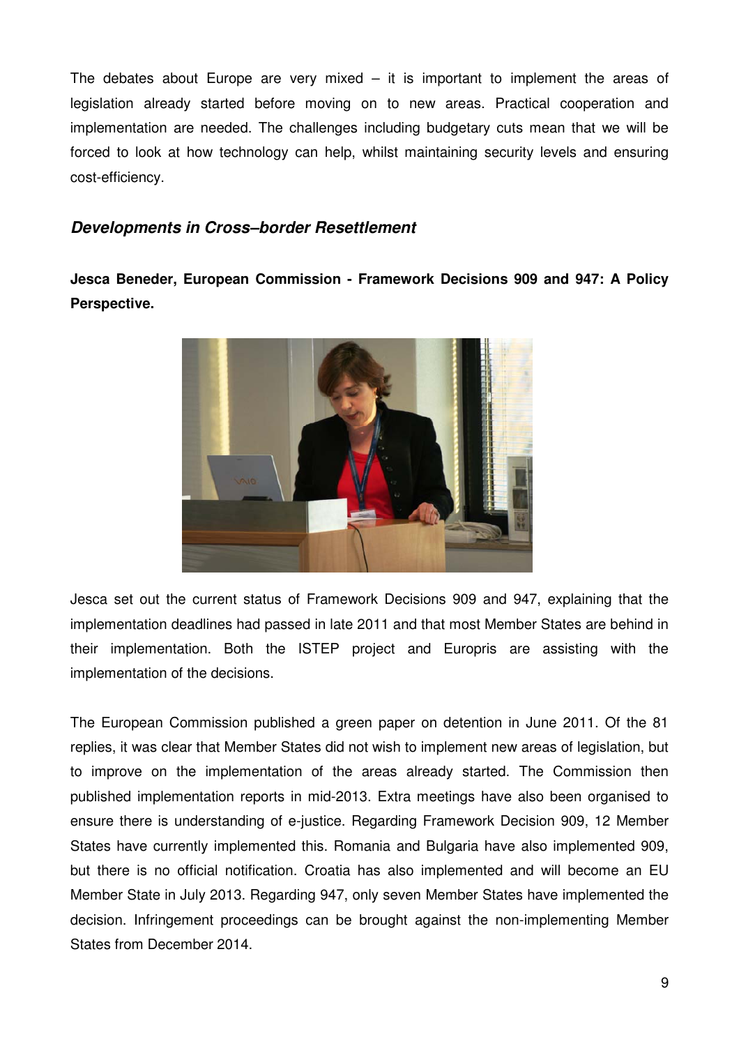The debates about Europe are very mixed – it is important to implement the areas of legislation already started before moving on to new areas. Practical cooperation and implementation are needed. The challenges including budgetary cuts mean that we will be forced to look at how technology can help, whilst maintaining security levels and ensuring cost-efficiency.

## *Developments in Cross–border Resettlement*

**Jesca Beneder, European Commission - Framework Decisions 909 and 947: A Policy Perspective.**

Jesca set out the current status of Framework Decisions 909 and 947, explaining that the implementation deadlines had passed in late 2011 and that most Member States are behind in their implementation. Both the ISTEP project and Europris are assisting with the implementation of the decisions.

The European Commission published a green paper on detention in June 2011. Of the 81 replies, it was clear that Member States did not wish to implement new areas of legislation, but to improve on the implementation of the areas already started. The Commission then published implementation reports in mid-2013. Extra meetings have also been organised to ensure there is understanding of e-justice. Regarding Framework Decision 909, 12 Member States have currently implemented this. Romania and Bulgaria have also implemented 909, but there is no official notification. Croatia has also implemented and will become an EU Member State in July 2013. Regarding 947, only seven Member States have implemented the decision. Infringement proceedings can be brought against the non-implementing Member States from December 2014.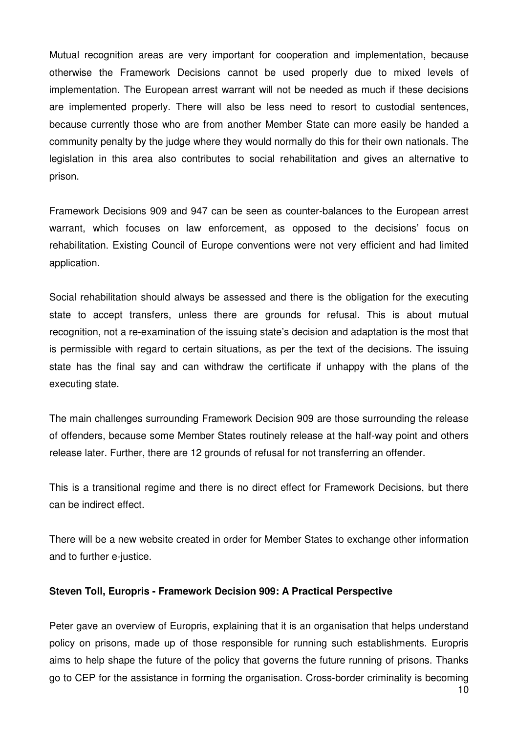Mutual recognition areas are very important for cooperation and implementation, because otherwise the Framework Decisions cannot be used properly due to mixed levels of implementation. The European arrest warrant will not be needed as much if these decisions are implemented properly. There will also be less need to resort to custodial sentences, because currently those who are from another Member State can more easily be handed a community penalty by the judge where they would normally do this for their own nationals. The legislation in this area also contributes to social rehabilitation and gives an alternative to prison.

Framework Decisions 909 and 947 can be seen as counter-balances to the European arrest warrant, which focuses on law enforcement, as opposed to the decisions' focus on rehabilitation. Existing Council of Europe conventions were not very efficient and had limited application.

Social rehabilitation should always be assessed and there is the obligation for the executing state to accept transfers, unless there are grounds for refusal. This is about mutual recognition, not a re-examination of the issuing state's decision and adaptation is the most that is permissible with regard to certain situations, as per the text of the decisions. The issuing state has the final say and can withdraw the certificate if unhappy with the plans of the executing state.

The main challenges surrounding Framework Decision 909 are those surrounding the release of offenders, because some Member States routinely release at the half-way point and others release later. Further, there are 12 grounds of refusal for not transferring an offender.

This is a transitional regime and there is no direct effect for Framework Decisions, but there can be indirect effect.

There will be a new website created in order for Member States to exchange other information and to further e-justice.

**Steven Toll, Europris - Framework Decision 909: A Practical Perspective**

Peter gave an overview of Europris, explaining that it is an organisation that helps understand policy on prisons, made up of those responsible for running such establishments. Europris aims to help shape the future of the policy that governs the future running of prisons. Thanks go to CEP for the assistance in forming the organisation. Cross-border criminality is becoming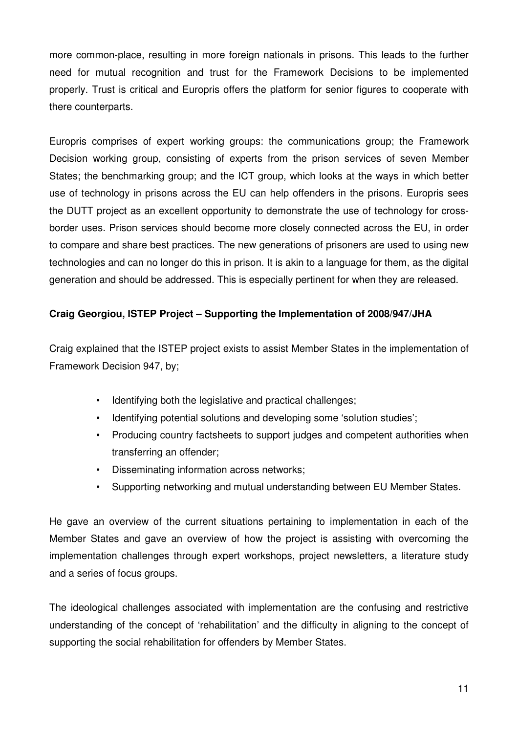more common-place, resulting in more foreign nationals in prisons. This leads to the further need for mutual recognition and trust for the Framework Decisions to be implemented properly. Trust is critical and Europris offers the platform for senior figures to cooperate with there counterparts.

Europris comprises of expert working groups: the communications group; the Framework Decision working group, consisting of experts from the prison services of seven Member States; the benchmarking group; and the ICT group, which looks at the ways in which better use of technology in prisons across the EU can help offenders in the prisons. Europris sees the DUTT project as an excellent opportunity to demonstrate the use of technology for cross-border uses. Prison services should become more closely connected across the EU, in order to compare and share best practices. The new generations of prisoners are used to using new technologies and can no longer do this in prison. It is akin to a language for them, as the digital generation and should be addressed. This is especially pertinent for when they are released.

**Craig Georgiou, ISTEP Project – Supporting the Implementation of 2008/947/JHA**

Craig explained that the ISTEP project exists to assist Member States in the implementation of Framework Decision 947, by;

- Identifying both the legislative and practical challenges;
- Identifying potential solutions and developing some 'solution studies';
- Producing country factsheets to support judges and competent authorities when transferring an offender;
- Disseminating information across networks;
- Supporting networking and mutual understanding between EU Member States.

He gave an overview of the current situations pertaining to implementation in each of the Member States and gave an overview of how the project is assisting with overcoming the implementation challenges through expert workshops, project newsletters, a literature study and a series of focus groups.

The ideological challenges associated with implementation are the confusing and restrictive understanding of the concept of 'rehabilitation' and the difficulty in aligning to the concept of supporting the social rehabilitation for offenders by Member States.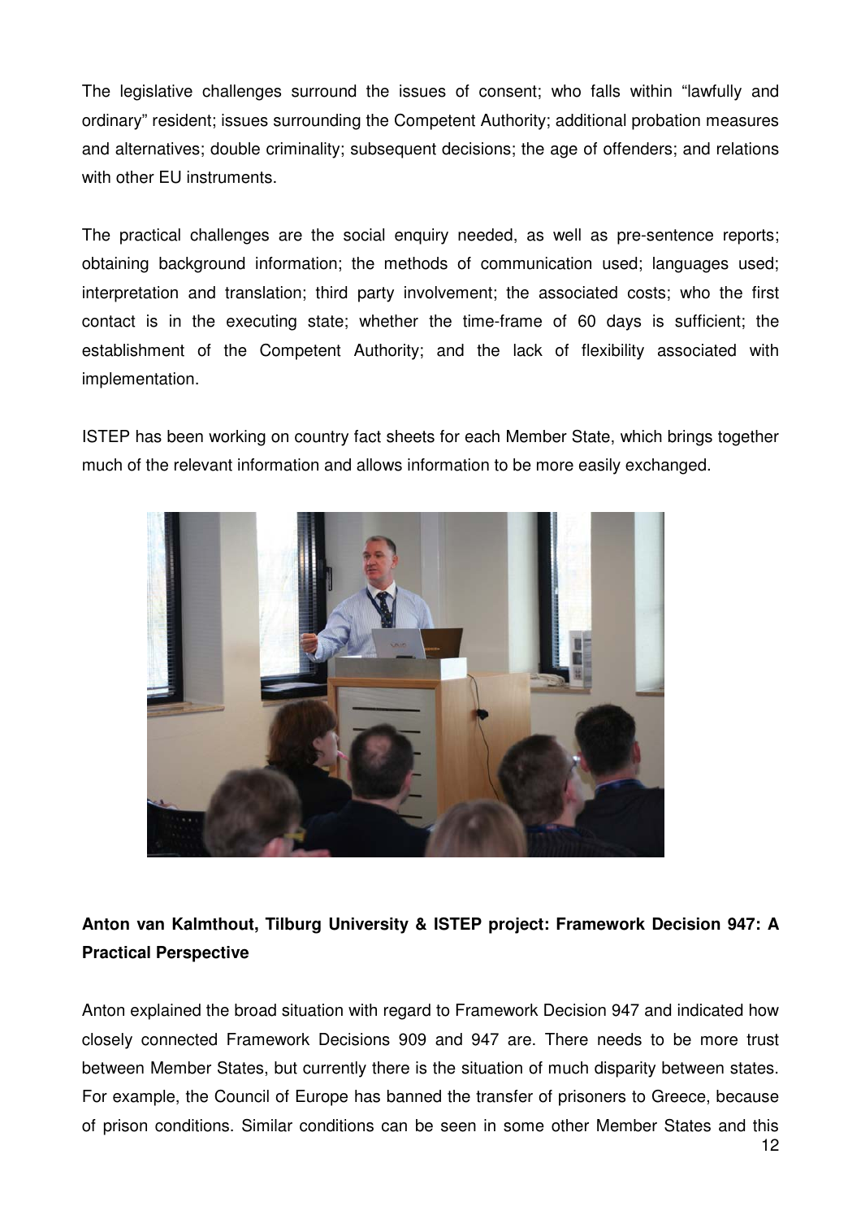The legislative challenges surround the issues of consent; who falls within "lawfully and ordinary" resident; issues surrounding the Competent Authority; additional probation measures and alternatives; double criminality; subsequent decisions; the age of offenders; and relations with other EU instruments.

The practical challenges are the social enquiry needed, as well as pre-sentence reports; obtaining background information; the methods of communication used; languages used; interpretation and translation; third party involvement; the associated costs; who the first contact is in the executing state; whether the time-frame of 60 days is sufficient; the establishment of the Competent Authority; and the lack of flexibility associated with implementation.

ISTEP has been working on country fact sheets for each Member State, which brings together much of the relevant information and allows information to be more easily exchanged.

**Anton van Kalmthout, Tilburg University & ISTEP project: Framework Decision 947: A Practical Perspective**

Anton explained the broad situation with regard to Framework Decision 947 and indicated how closely connected Framework Decisions 909 and 947 are. There needs to be more trust between Member States, but currently there is the situation of much disparity between states. For example, the Council of Europe has banned the transfer of prisoners to Greece, because of prison conditions. Similar conditions can be seen in some other Member States and this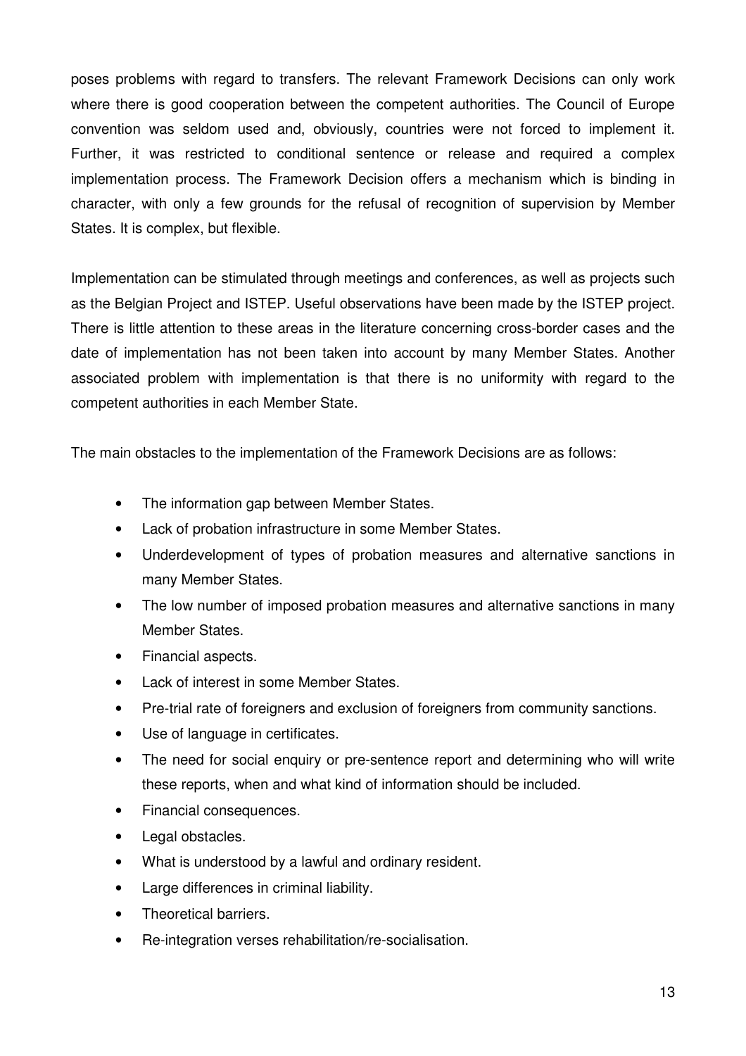poses problems with regard to transfers. The relevant Framework Decisions can only work where there is good cooperation between the competent authorities. The Council of Europe convention was seldom used and, obviously, countries were not forced to implement it. Further, it was restricted to conditional sentence or release and required a complex implementation process. The Framework Decision offers a mechanism which is binding in character, with only a few grounds for the refusal of recognition of supervision by Member States. It is complex, but flexible.

Implementation can be stimulated through meetings and conferences, as well as projects such as the Belgian Project and ISTEP. Useful observations have been made by the ISTEP project. There is little attention to these areas in the literature concerning cross-border cases and the date of implementation has not been taken into account by many Member States. Another associated problem with implementation is that there is no uniformity with regard to the competent authorities in each Member State.

The main obstacles to the implementation of the Framework Decisions are as follows:

- The information gap between Member States.
- Lack of probation infrastructure in some Member States.
- Underdevelopment of types of probation measures and alternative sanctions in many Member States.
- The low number of imposed probation measures and alternative sanctions in many Member States.
- Financial aspects.
- Lack of interest in some Member States.
- Pre-trial rate of foreigners and exclusion of foreigners from community sanctions.
- Use of language in certificates.
- The need for social enquiry or pre-sentence report and determining who will write these reports, when and what kind of information should be included.
- Financial consequences.
- Legal obstacles.
- What is understood by a lawful and ordinary resident.
- Large differences in criminal liability.
- Theoretical barriers.
- Re-integration verses rehabilitation/re-socialisation.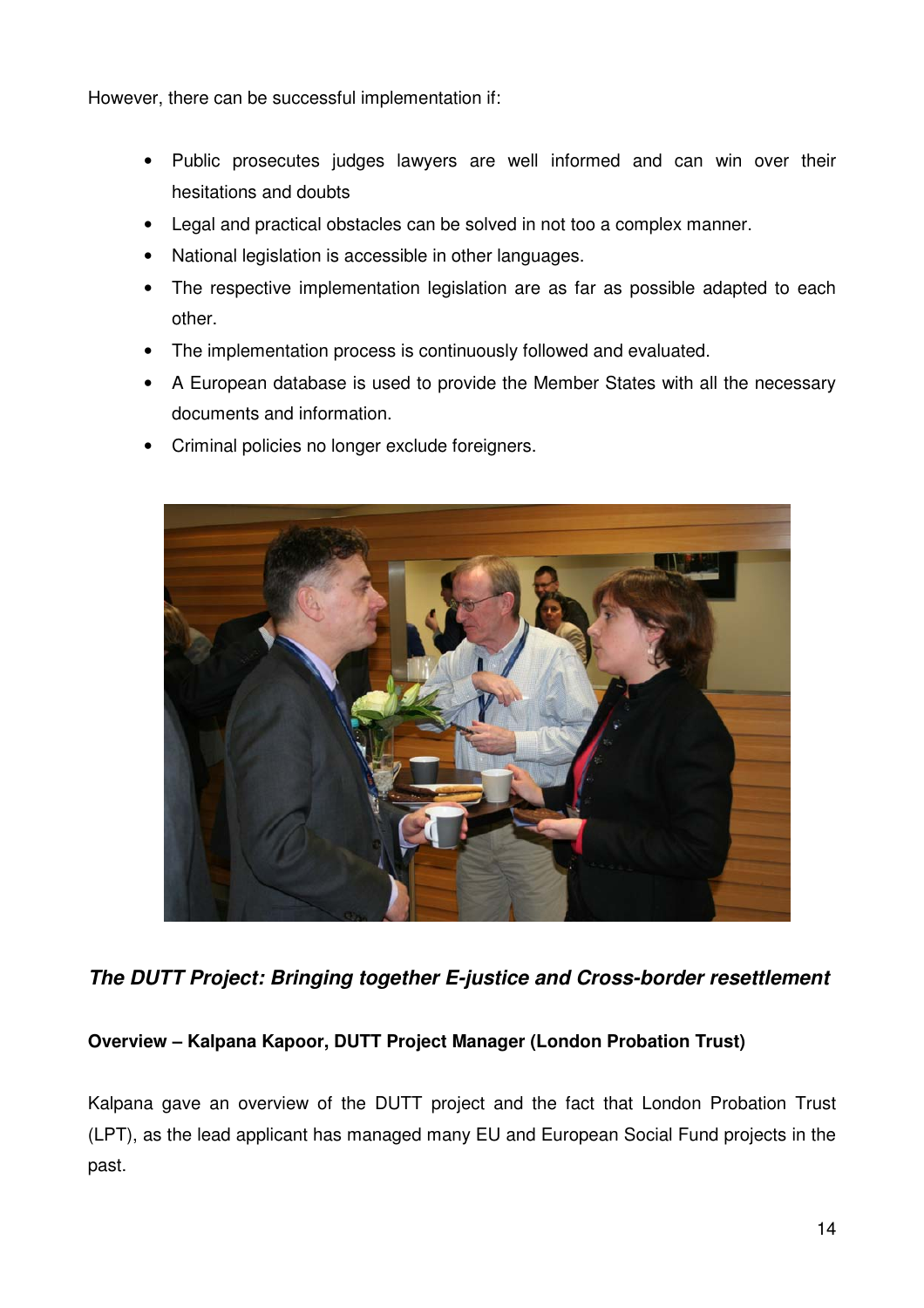However, there can be successful implementation if:

- Public prosecutes judges lawyers are well informed and can win over their hesitations and doubts
- Legal and practical obstacles can be solved in not too a complex manner.
- National legislation is accessible in other languages.
- The respective implementation legislation are as far as possible adapted to each other.
- The implementation process is continuously followed and evaluated.
- A European database is used to provide the Member States with all the necessary documents and information.
- Criminal policies no longer exclude foreigners.

***The DUTT Project: Bringing together E-justice and Cross-border resettlement***

**Overview – Kalpana Kapoor, DUTT Project Manager (London Probation Trust)**

Kalpana gave an overview of the DUTT project and the fact that London Probation Trust (LPT), as the lead applicant has managed many EU and European Social Fund projects in the past.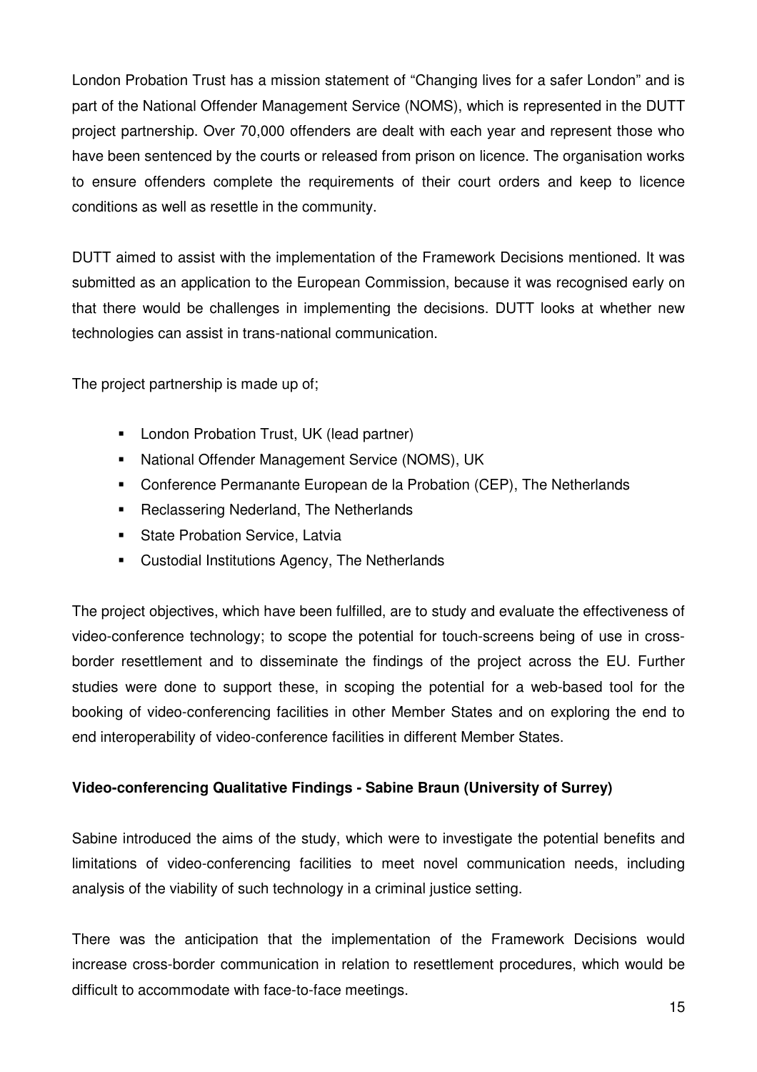London Probation Trust has a mission statement of “Changing lives for a safer London” and is part of the National Offender Management Service (NOMS), which is represented in the DUTT project partnership. Over 70,000 offenders are dealt with each year and represent those who have been sentenced by the courts or released from prison on licence. The organisation works to ensure offenders complete the requirements of their court orders and keep to licence conditions as well as resettle in the community.

DUTT aimed to assist with the implementation of the Framework Decisions mentioned. It was submitted as an application to the European Commission, because it was recognised early on that there would be challenges in implementing the decisions. DUTT looks at whether new technologies can assist in trans-national communication.

The project partnership is made up of;

- London Probation Trust, UK (lead partner)
- National Offender Management Service (NOMS), UK
- Conference Permanante European de la Probation (CEP), The Netherlands
- Reclassering Nederland, The Netherlands
- State Probation Service, Latvia
- Custodial Institutions Agency, The Netherlands

The project objectives, which have been fulfilled, are to study and evaluate the effectiveness of video-conference technology; to scope the potential for touch-screens being of use in cross-border resettlement and to disseminate the findings of the project across the EU. Further studies were done to support these, in scoping the potential for a web-based tool for the booking of video-conferencing facilities in other Member States and on exploring the end to end interoperability of video-conference facilities in different Member States.

**Video-conferencing Qualitative Findings - Sabine Braun (University of Surrey)**

Sabine introduced the aims of the study, which were to investigate the potential benefits and limitations of video-conferencing facilities to meet novel communication needs, including analysis of the viability of such technology in a criminal justice setting.

There was the anticipation that the implementation of the Framework Decisions would increase cross-border communication in relation to resettlement procedures, which would be difficult to accommodate with face-to-face meetings.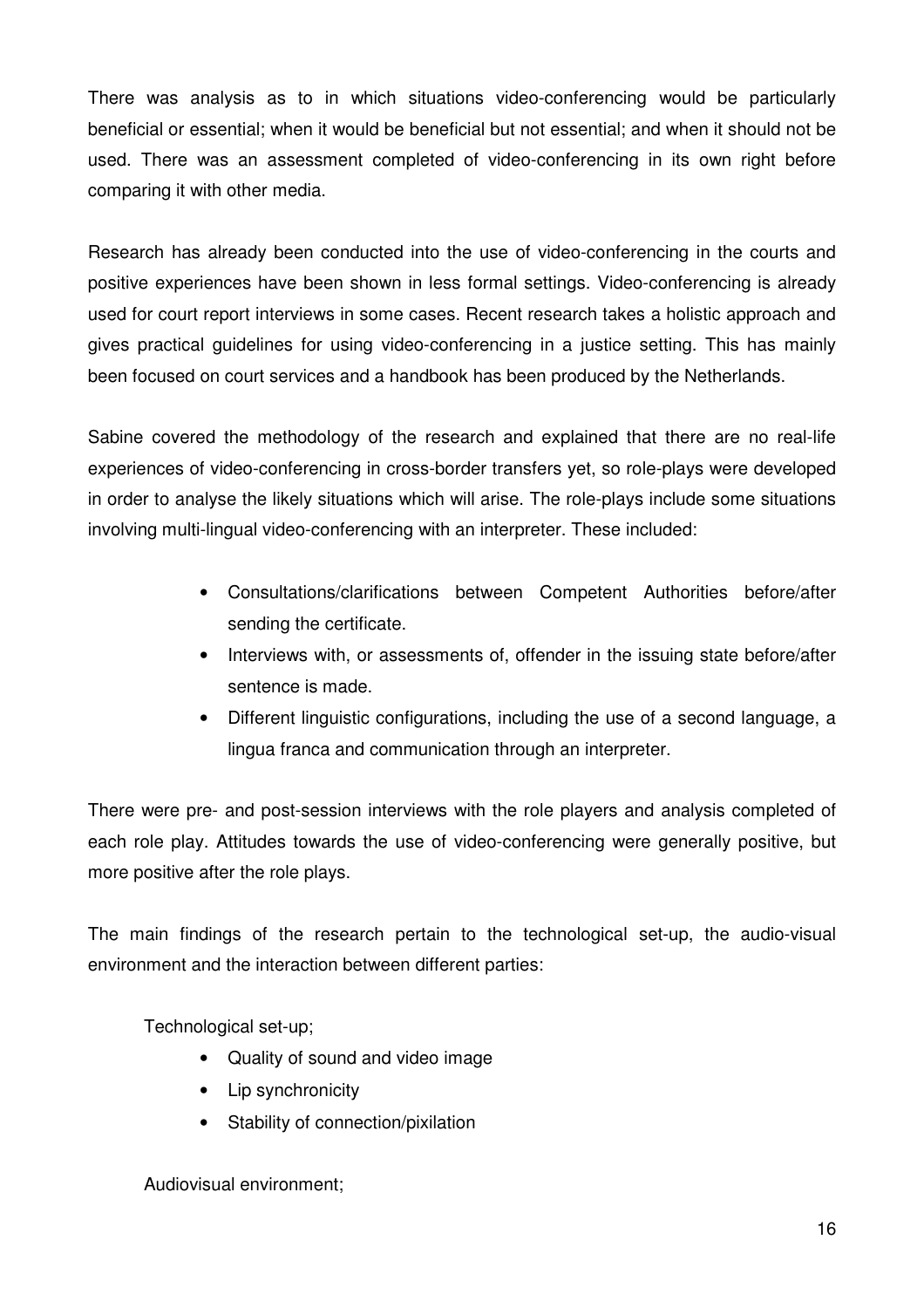There was analysis as to in which situations video-conferencing would be particularly beneficial or essential; when it would be beneficial but not essential; and when it should not be used. There was an assessment completed of video-conferencing in its own right before comparing it with other media.

Research has already been conducted into the use of video-conferencing in the courts and positive experiences have been shown in less formal settings. Video-conferencing is already used for court report interviews in some cases. Recent research takes a holistic approach and gives practical guidelines for using video-conferencing in a justice setting. This has mainly been focused on court services and a handbook has been produced by the Netherlands.

Sabine covered the methodology of the research and explained that there are no real-life experiences of video-conferencing in cross-border transfers yet, so role-plays were developed in order to analyse the likely situations which will arise. The role-plays include some situations involving multi-lingual video-conferencing with an interpreter. These included:

- Consultations/clarifications between Competent Authorities before/after sending the certificate.
- Interviews with, or assessments of, offender in the issuing state before/after sentence is made.
- Different linguistic configurations, including the use of a second language, a lingua franca and communication through an interpreter.

There were pre- and post-session interviews with the role players and analysis completed of each role play. Attitudes towards the use of video-conferencing were generally positive, but more positive after the role plays.

The main findings of the research pertain to the technological set-up, the audio-visual environment and the interaction between different parties:

Technological set-up;

- Quality of sound and video image
- Lip synchronicity
- Stability of connection/pixilation

Audiovisual environment;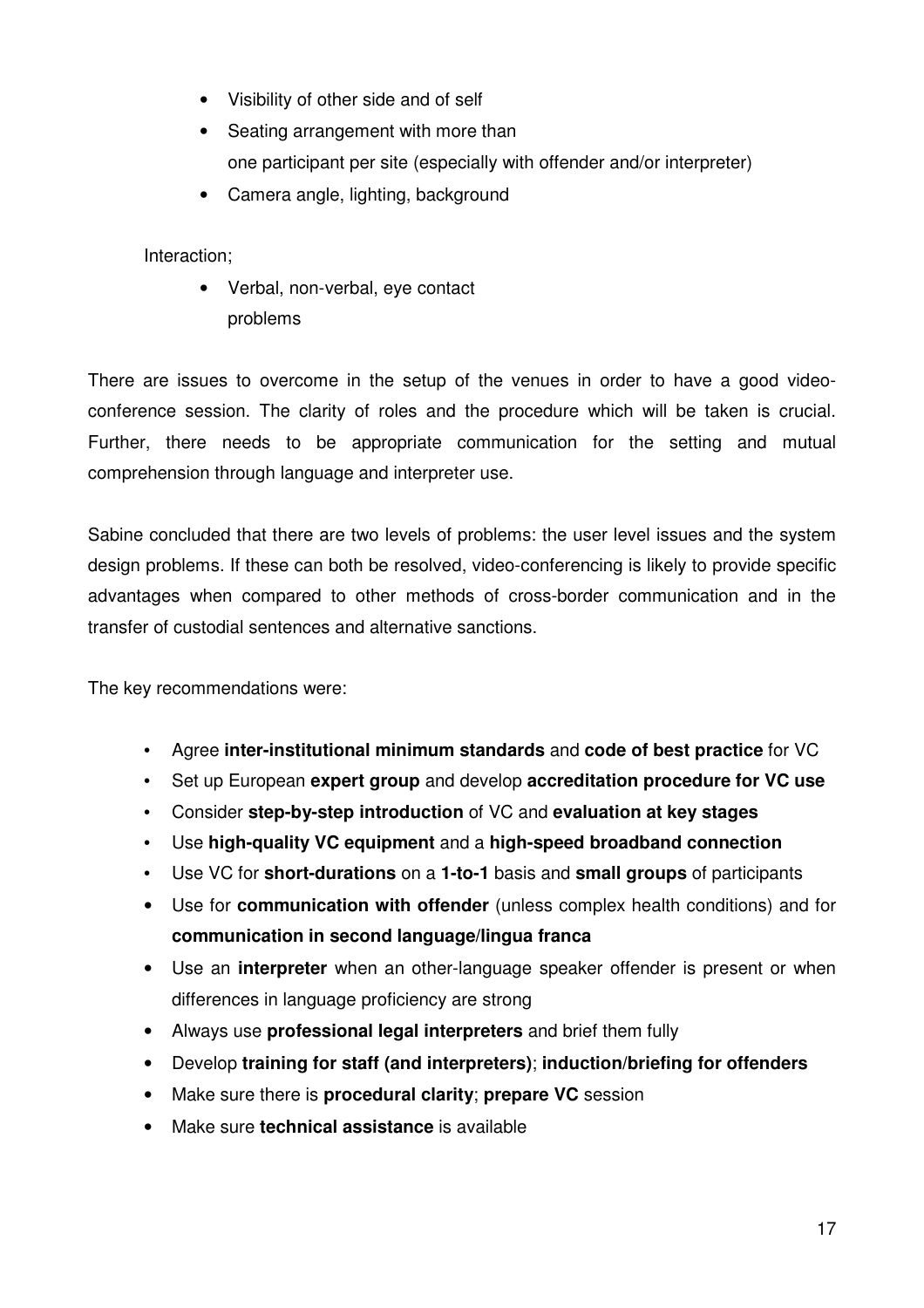- Visibility of other side and of self
- Seating arrangement with more than one participant per site (especially with offender and/or interpreter)
- Camera angle, lighting, background

Interaction;

- Verbal, non-verbal, eye contact problems

There are issues to overcome in the setup of the venues in order to have a good video-conference session. The clarity of roles and the procedure which will be taken is crucial. Further, there needs to be appropriate communication for the setting and mutual comprehension through language and interpreter use.

Sabine concluded that there are two levels of problems: the user level issues and the system design problems. If these can both be resolved, video-conferencing is likely to provide specific advantages when compared to other methods of cross-border communication and in the transfer of custodial sentences and alternative sanctions.

The key recommendations were:

- Agree **inter-institutional minimum standards** and **code of best practice** for VC
- Set up European **expert group** and develop **accreditation procedure for VC use**
- Consider **step-by-step introduction** of VC and **evaluation at key stages**
- Use **high-quality VC equipment** and a **high-speed broadband connection**
- Use VC for **short-durations** on a **1-to-1** basis and **small groups** of participants
- Use for **communication with offender** (unless complex health conditions) and for **communication in second language/lingua franca**
- Use an **interpreter** when an other-language speaker offender is present or when differences in language proficiency are strong
- Always use **professional legal interpreters** and brief them fully
- Develop **training for staff (and interpreters)**; **induction/briefing for offenders**
- Make sure there is **procedural clarity**; **prepare VC** session
- Make sure **technical assistance** is available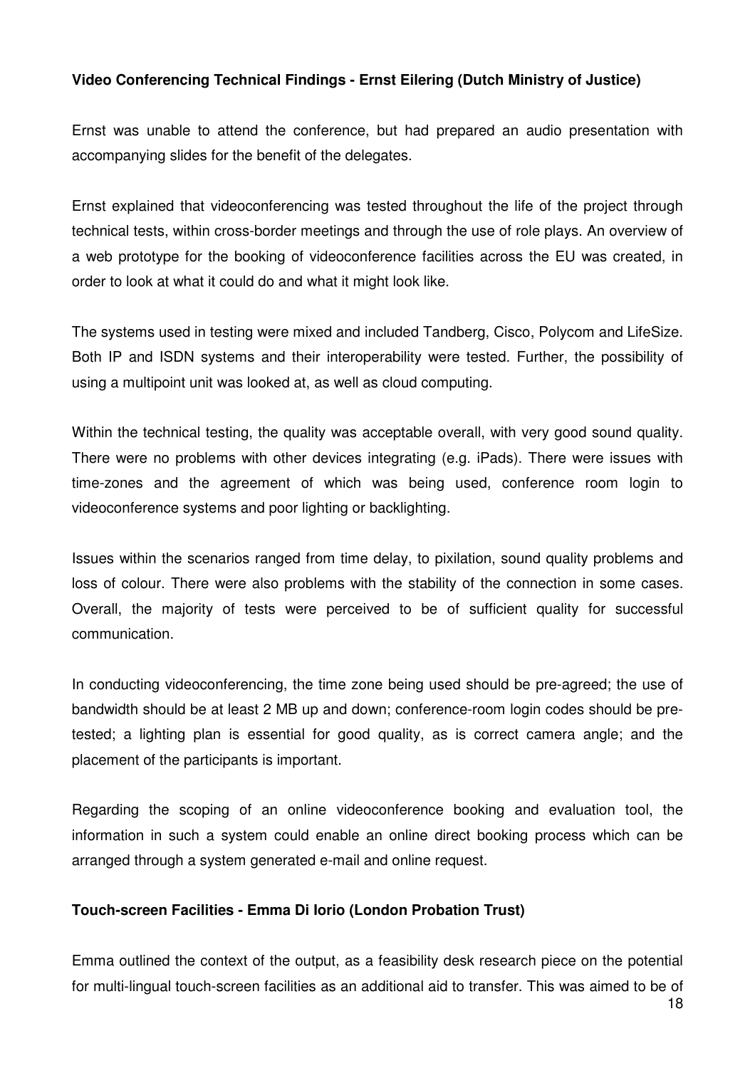**Video Conferencing Technical Findings - Ernst Eilering (Dutch Ministry of Justice)**

Ernst was unable to attend the conference, but had prepared an audio presentation with accompanying slides for the benefit of the delegates.

Ernst explained that videoconferencing was tested throughout the life of the project through technical tests, within cross-border meetings and through the use of role plays. An overview of a web prototype for the booking of videoconference facilities across the EU was created, in order to look at what it could do and what it might look like.

The systems used in testing were mixed and included Tandberg, Cisco, Polycom and LifeSize. Both IP and ISDN systems and their interoperability were tested. Further, the possibility of using a multipoint unit was looked at, as well as cloud computing.

Within the technical testing, the quality was acceptable overall, with very good sound quality. There were no problems with other devices integrating (e.g. iPads). There were issues with time-zones and the agreement of which was being used, conference room login to videoconference systems and poor lighting or backlighting.

Issues within the scenarios ranged from time delay, to pixilation, sound quality problems and loss of colour. There were also problems with the stability of the connection in some cases. Overall, the majority of tests were perceived to be of sufficient quality for successful communication.

In conducting videoconferencing, the time zone being used should be pre-agreed; the use of bandwidth should be at least 2 MB up and down; conference-room login codes should be pre-tested; a lighting plan is essential for good quality, as is correct camera angle; and the placement of the participants is important.

Regarding the scoping of an online videoconference booking and evaluation tool, the information in such a system could enable an online direct booking process which can be arranged through a system generated e-mail and online request.

**Touch-screen Facilities - Emma Di Iorio (London Probation Trust)**

Emma outlined the context of the output, as a feasibility desk research piece on the potential for multi-lingual touch-screen facilities as an additional aid to transfer. This was aimed to be of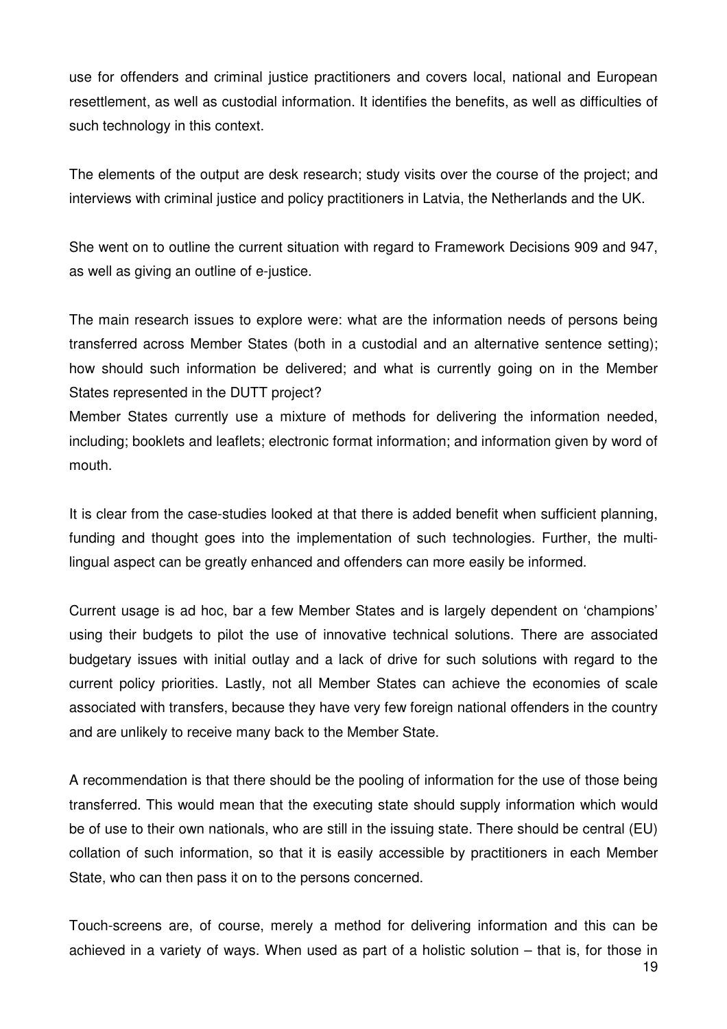use for offenders and criminal justice practitioners and covers local, national and European resettlement, as well as custodial information. It identifies the benefits, as well as difficulties of such technology in this context.

The elements of the output are desk research; study visits over the course of the project; and interviews with criminal justice and policy practitioners in Latvia, the Netherlands and the UK.

She went on to outline the current situation with regard to Framework Decisions 909 and 947, as well as giving an outline of e-justice.

The main research issues to explore were: what are the information needs of persons being transferred across Member States (both in a custodial and an alternative sentence setting); how should such information be delivered; and what is currently going on in the Member States represented in the DUTT project?

Member States currently use a mixture of methods for delivering the information needed, including; booklets and leaflets; electronic format information; and information given by word of mouth.

It is clear from the case-studies looked at that there is added benefit when sufficient planning, funding and thought goes into the implementation of such technologies. Further, the multi-lingual aspect can be greatly enhanced and offenders can more easily be informed.

Current usage is ad hoc, bar a few Member States and is largely dependent on 'champions' using their budgets to pilot the use of innovative technical solutions. There are associated budgetary issues with initial outlay and a lack of drive for such solutions with regard to the current policy priorities. Lastly, not all Member States can achieve the economies of scale associated with transfers, because they have very few foreign national offenders in the country and are unlikely to receive many back to the Member State.

A recommendation is that there should be the pooling of information for the use of those being transferred. This would mean that the executing state should supply information which would be of use to their own nationals, who are still in the issuing state. There should be central (EU) collation of such information, so that it is easily accessible by practitioners in each Member State, who can then pass it on to the persons concerned.

Touch-screens are, of course, merely a method for delivering information and this can be achieved in a variety of ways. When used as part of a holistic solution – that is, for those in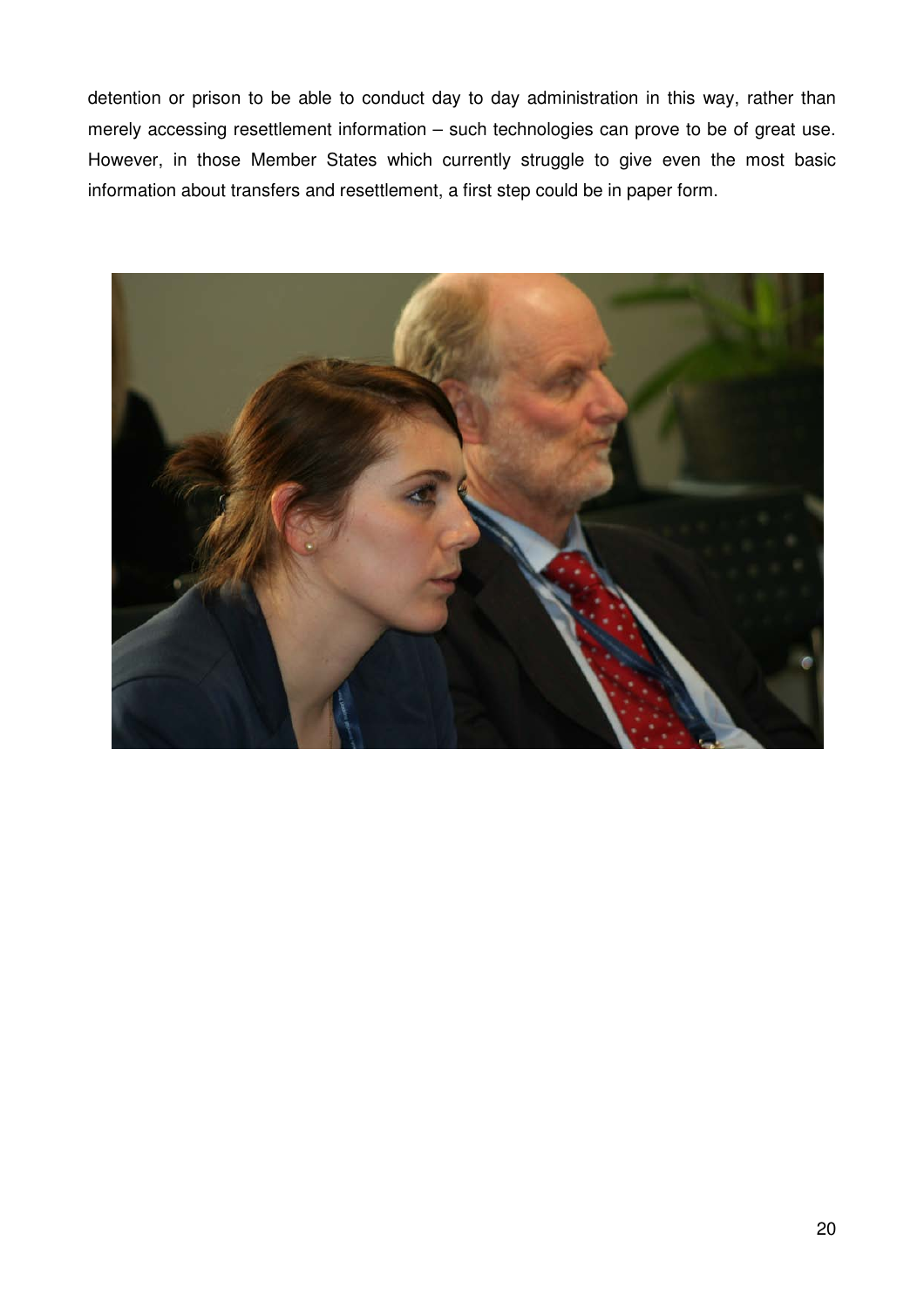detention or prison to be able to conduct day to day administration in this way, rather than merely accessing resettlement information – such technologies can prove to be of great use. However, in those Member States which currently struggle to give even the most basic information about transfers and resettlement, a first step could be in paper form.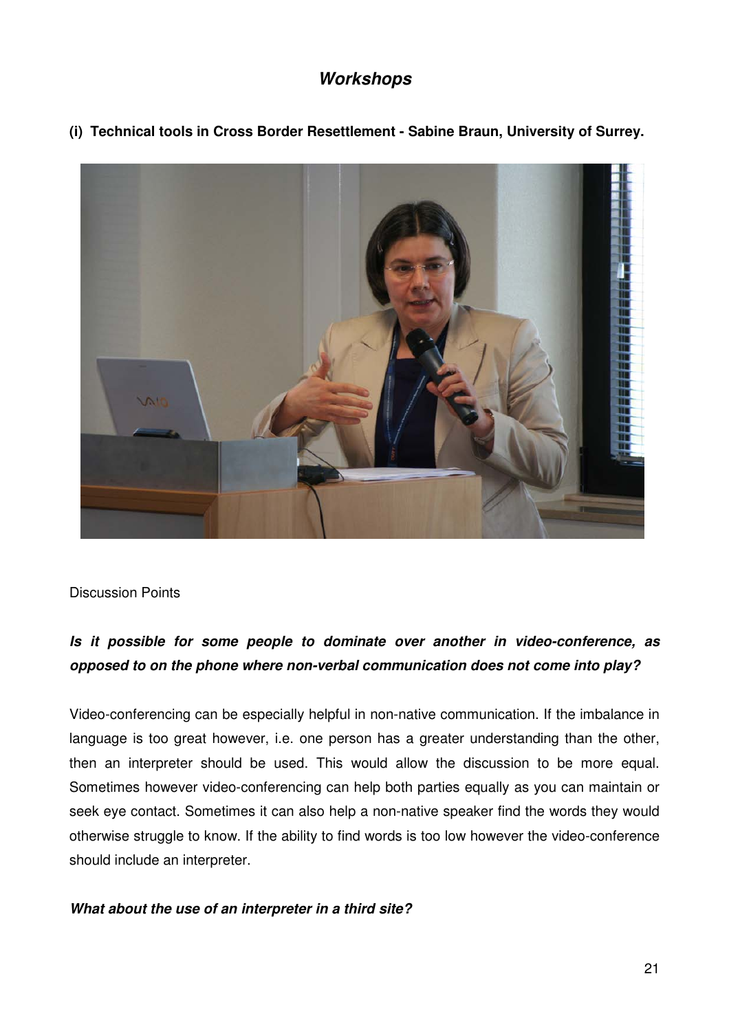## *Workshops*

**(i) Technical tools in Cross Border Resettlement - Sabine Braun, University of Surrey.**

Discussion Points

***Is it possible for some people to dominate over another in video-conference, as opposed to on the phone where non-verbal communication does not come into play?***

Video-conferencing can be especially helpful in non-native communication. If the imbalance in language is too great however, i.e. one person has a greater understanding than the other, then an interpreter should be used. This would allow the discussion to be more equal. Sometimes however video-conferencing can help both parties equally as you can maintain or seek eye contact. Sometimes it can also help a non-native speaker find the words they would otherwise struggle to know. If the ability to find words is too low however the video-conference should include an interpreter.

***What about the use of an interpreter in a third site?***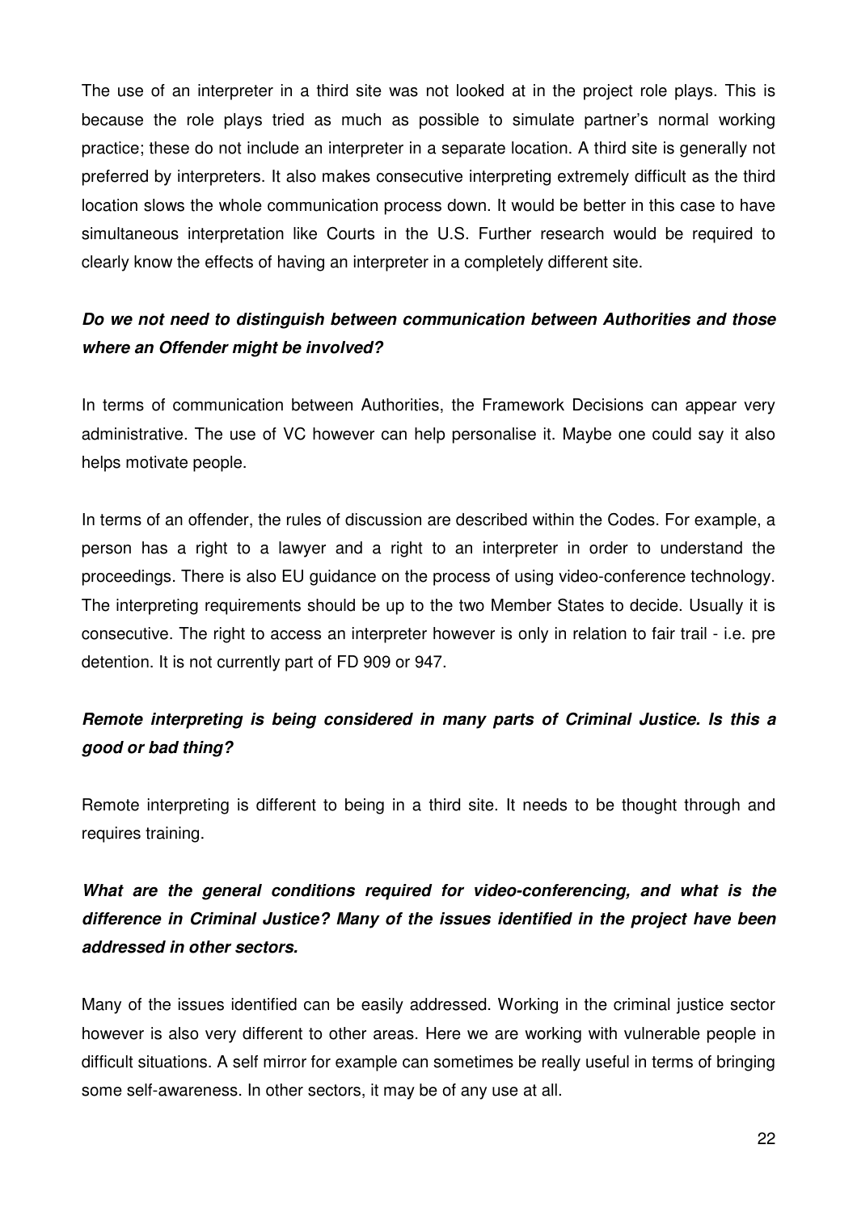The use of an interpreter in a third site was not looked at in the project role plays. This is because the role plays tried as much as possible to simulate partner's normal working practice; these do not include an interpreter in a separate location. A third site is generally not preferred by interpreters. It also makes consecutive interpreting extremely difficult as the third location slows the whole communication process down. It would be better in this case to have simultaneous interpretation like Courts in the U.S. Further research would be required to clearly know the effects of having an interpreter in a completely different site.

***Do we not need to distinguish between communication between Authorities and those where an Offender might be involved?***

In terms of communication between Authorities, the Framework Decisions can appear very administrative. The use of VC however can help personalise it. Maybe one could say it also helps motivate people.

In terms of an offender, the rules of discussion are described within the Codes. For example, a person has a right to a lawyer and a right to an interpreter in order to understand the proceedings. There is also EU guidance on the process of using video-conference technology. The interpreting requirements should be up to the two Member States to decide. Usually it is consecutive. The right to access an interpreter however is only in relation to fair trail - i.e. pre detention. It is not currently part of FD 909 or 947.

***Remote interpreting is being considered in many parts of Criminal Justice. Is this a good or bad thing?***

Remote interpreting is different to being in a third site. It needs to be thought through and requires training.

***What are the general conditions required for video-conferencing, and what is the difference in Criminal Justice? Many of the issues identified in the project have been addressed in other sectors.***

Many of the issues identified can be easily addressed. Working in the criminal justice sector however is also very different to other areas. Here we are working with vulnerable people in difficult situations. A self mirror for example can sometimes be really useful in terms of bringing some self-awareness. In other sectors, it may be of any use at all.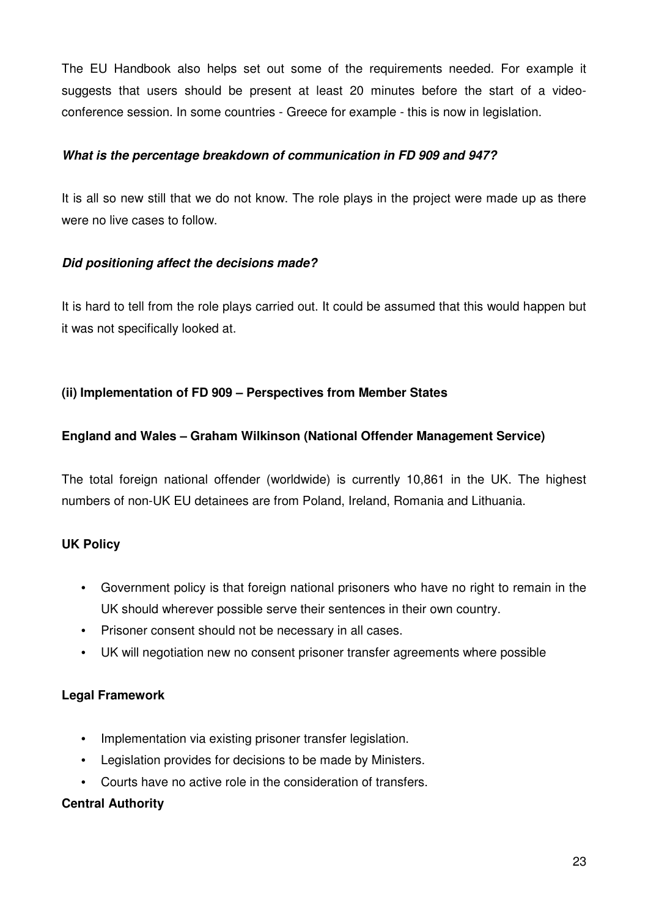The EU Handbook also helps set out some of the requirements needed. For example it suggests that users should be present at least 20 minutes before the start of a video-conference session. In some countries - Greece for example - this is now in legislation.

***What is the percentage breakdown of communication in FD 909 and 947?***

It is all so new still that we do not know. The role plays in the project were made up as there were no live cases to follow.

***Did positioning affect the decisions made?***

It is hard to tell from the role plays carried out. It could be assumed that this would happen but it was not specifically looked at.

**(ii) Implementation of FD 909 – Perspectives from Member States**

**England and Wales – Graham Wilkinson (National Offender Management Service)**

The total foreign national offender (worldwide) is currently 10,861 in the UK. The highest numbers of non-UK EU detainees are from Poland, Ireland, Romania and Lithuania.

**UK Policy**

- Government policy is that foreign national prisoners who have no right to remain in the UK should wherever possible serve their sentences in their own country.
- Prisoner consent should not be necessary in all cases.
- UK will negotiation new no consent prisoner transfer agreements where possible

**Legal Framework**

- Implementation via existing prisoner transfer legislation.
- Legislation provides for decisions to be made by Ministers.
- Courts have no active role in the consideration of transfers.

**Central Authority**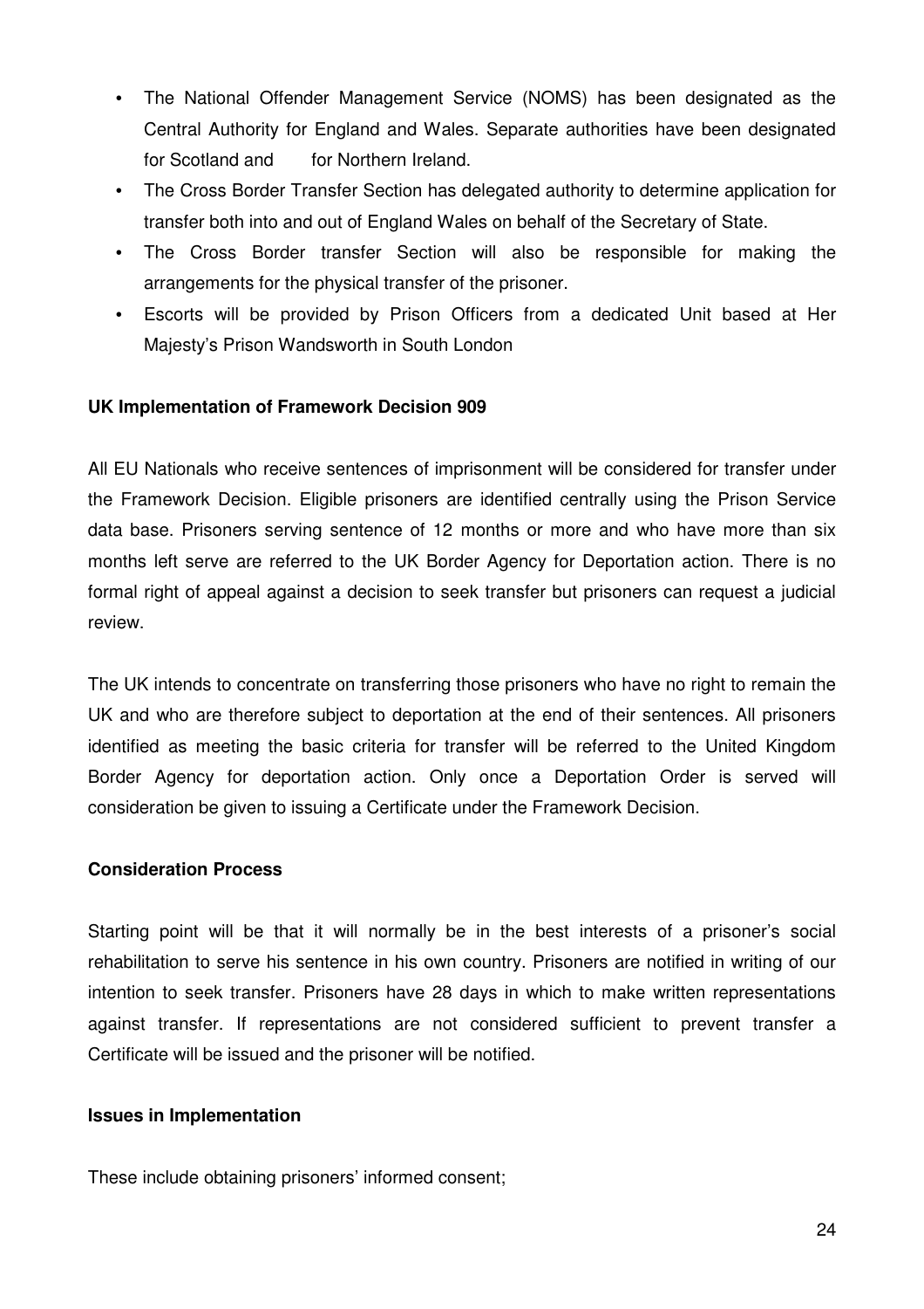- The National Offender Management Service (NOMS) has been designated as the Central Authority for England and Wales. Separate authorities have been designated for Scotland and for Northern Ireland.
- The Cross Border Transfer Section has delegated authority to determine application for transfer both into and out of England Wales on behalf of the Secretary of State.
- The Cross Border transfer Section will also be responsible for making the arrangements for the physical transfer of the prisoner.
- Escorts will be provided by Prison Officers from a dedicated Unit based at Her Majesty's Prison Wandsworth in South London

**UK Implementation of Framework Decision 909**

All EU Nationals who receive sentences of imprisonment will be considered for transfer under the Framework Decision. Eligible prisoners are identified centrally using the Prison Service data base. Prisoners serving sentence of 12 months or more and who have more than six months left serve are referred to the UK Border Agency for Deportation action. There is no formal right of appeal against a decision to seek transfer but prisoners can request a judicial review.

The UK intends to concentrate on transferring those prisoners who have no right to remain the UK and who are therefore subject to deportation at the end of their sentences. All prisoners identified as meeting the basic criteria for transfer will be referred to the United Kingdom Border Agency for deportation action. Only once a Deportation Order is served will consideration be given to issuing a Certificate under the Framework Decision.

**Consideration Process**

Starting point will be that it will normally be in the best interests of a prisoner's social rehabilitation to serve his sentence in his own country. Prisoners are notified in writing of our intention to seek transfer. Prisoners have 28 days in which to make written representations against transfer. If representations are not considered sufficient to prevent transfer a Certificate will be issued and the prisoner will be notified.

**Issues in Implementation**

These include obtaining prisoners' informed consent;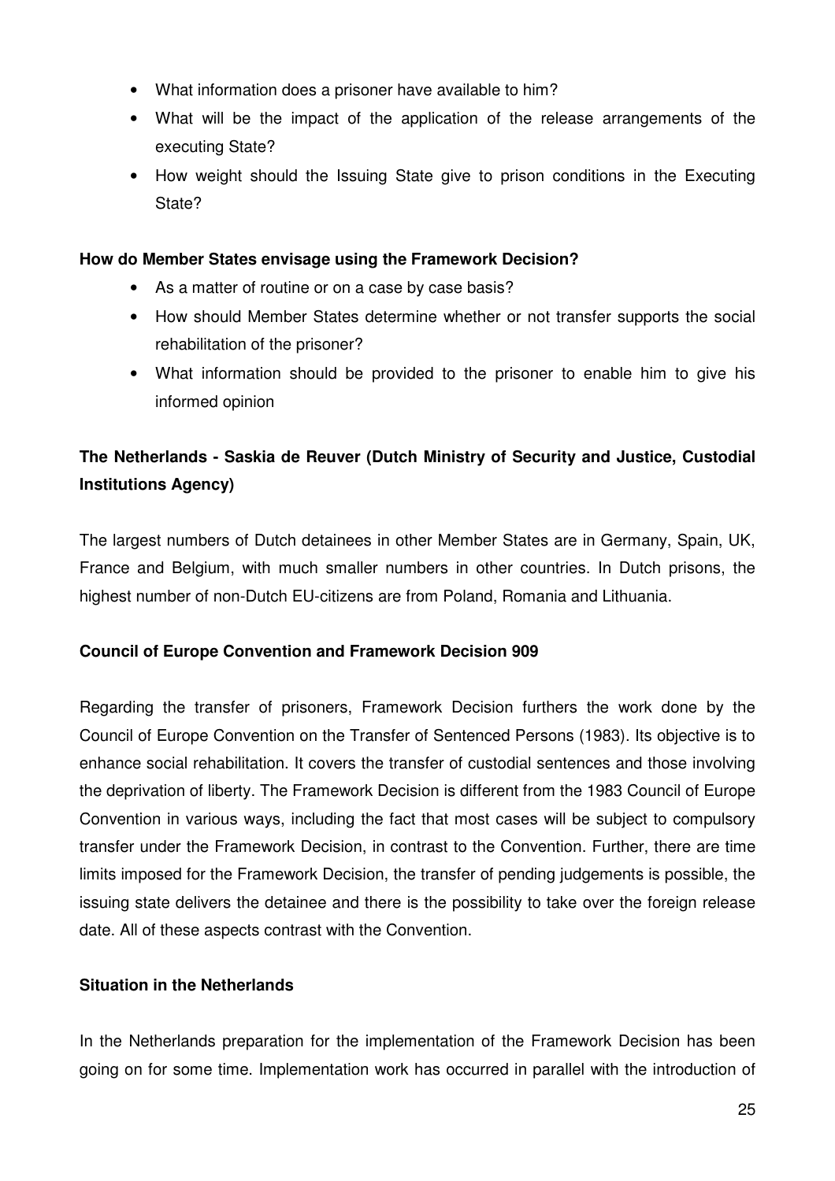- What information does a prisoner have available to him?
- What will be the impact of the application of the release arrangements of the executing State?
- How weight should the Issuing State give to prison conditions in the Executing State?

**How do Member States envisage using the Framework Decision?**

- As a matter of routine or on a case by case basis?
- How should Member States determine whether or not transfer supports the social rehabilitation of the prisoner?
- What information should be provided to the prisoner to enable him to give his informed opinion

**The Netherlands - Saskia de Reuver (Dutch Ministry of Security and Justice, Custodial Institutions Agency)**

The largest numbers of Dutch detainees in other Member States are in Germany, Spain, UK, France and Belgium, with much smaller numbers in other countries. In Dutch prisons, the highest number of non-Dutch EU-citizens are from Poland, Romania and Lithuania.

**Council of Europe Convention and Framework Decision 909**

Regarding the transfer of prisoners, Framework Decision furthers the work done by the Council of Europe Convention on the Transfer of Sentenced Persons (1983). Its objective is to enhance social rehabilitation. It covers the transfer of custodial sentences and those involving the deprivation of liberty. The Framework Decision is different from the 1983 Council of Europe Convention in various ways, including the fact that most cases will be subject to compulsory transfer under the Framework Decision, in contrast to the Convention. Further, there are time limits imposed for the Framework Decision, the transfer of pending judgements is possible, the issuing state delivers the detainee and there is the possibility to take over the foreign release date. All of these aspects contrast with the Convention.

**Situation in the Netherlands**

In the Netherlands preparation for the implementation of the Framework Decision has been going on for some time. Implementation work has occurred in parallel with the introduction of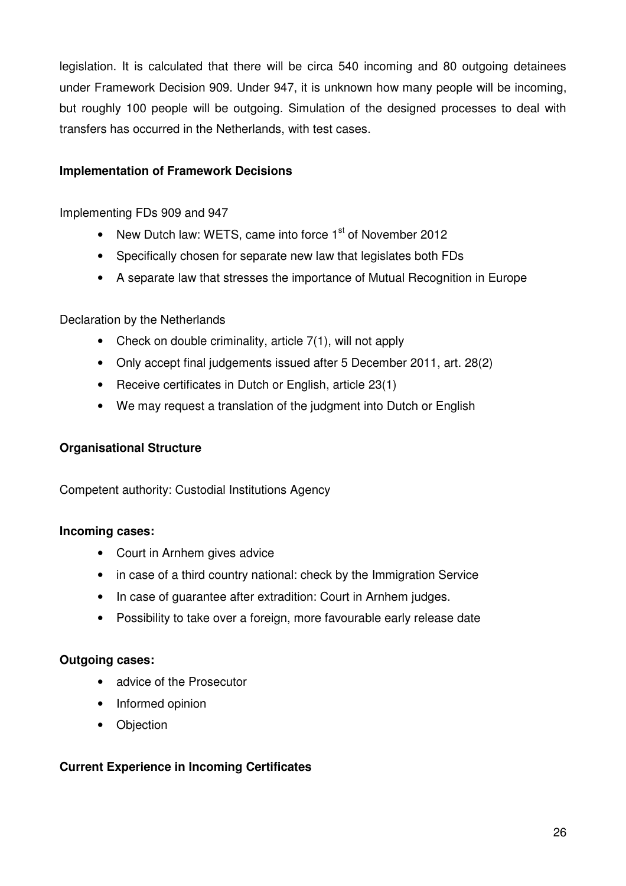legislation. It is calculated that there will be circa 540 incoming and 80 outgoing detainees under Framework Decision 909. Under 947, it is unknown how many people will be incoming, but roughly 100 people will be outgoing. Simulation of the designed processes to deal with transfers has occurred in the Netherlands, with test cases.

**Implementation of Framework Decisions**

Implementing FDs 909 and 947

- New Dutch law: WETS, came into force 1st of November 2012
- Specifically chosen for separate new law that legislates both FDs
- A separate law that stresses the importance of Mutual Recognition in Europe

Declaration by the Netherlands

- Check on double criminality, article 7(1), will not apply
- Only accept final judgements issued after 5 December 2011, art. 28(2)
- Receive certificates in Dutch or English, article 23(1)
- We may request a translation of the judgment into Dutch or English

**Organisational Structure**

Competent authority: Custodial Institutions Agency

**Incoming cases:**

- Court in Arnhem gives advice
- in case of a third country national: check by the Immigration Service
- In case of guarantee after extradition: Court in Arnhem judges.
- Possibility to take over a foreign, more favourable early release date

**Outgoing cases:**

- advice of the Prosecutor
- Informed opinion
- Objection

**Current Experience in Incoming Certificates**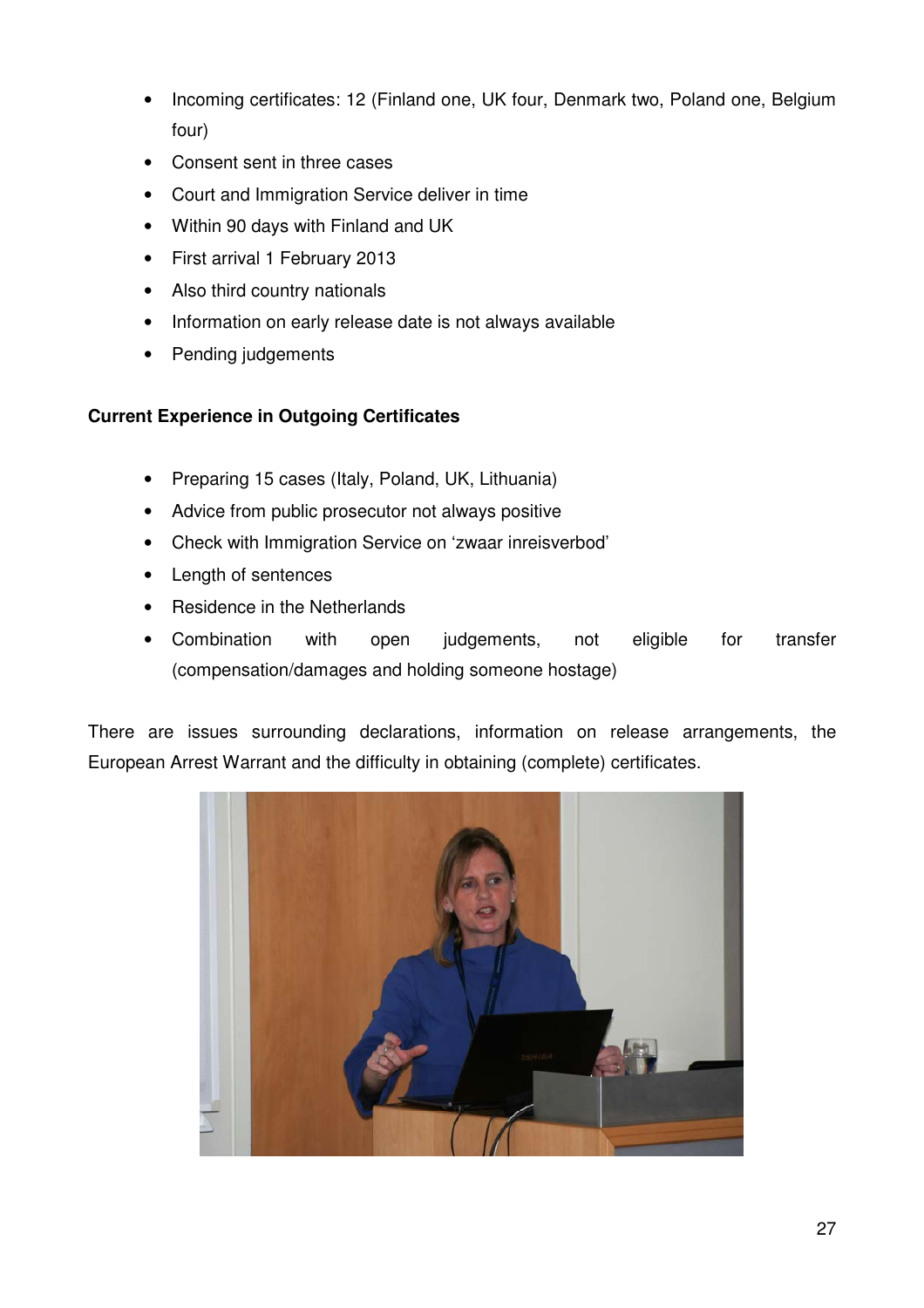- Incoming certificates: 12 (Finland one, UK four, Denmark two, Poland one, Belgium four)
- Consent sent in three cases
- Court and Immigration Service deliver in time
- Within 90 days with Finland and UK
- First arrival 1 February 2013
- Also third country nationals
- Information on early release date is not always available
- Pending judgements

**Current Experience in Outgoing Certificates**

- Preparing 15 cases (Italy, Poland, UK, Lithuania)
- Advice from public prosecutor not always positive
- Check with Immigration Service on 'zwaar inreisverbod'
- Length of sentences
- Residence in the Netherlands
- Combination with open judgements, not eligible for transfer (compensation/damages and holding someone hostage)

There are issues surrounding declarations, information on release arrangements, the European Arrest Warrant and the difficulty in obtaining (complete) certificates.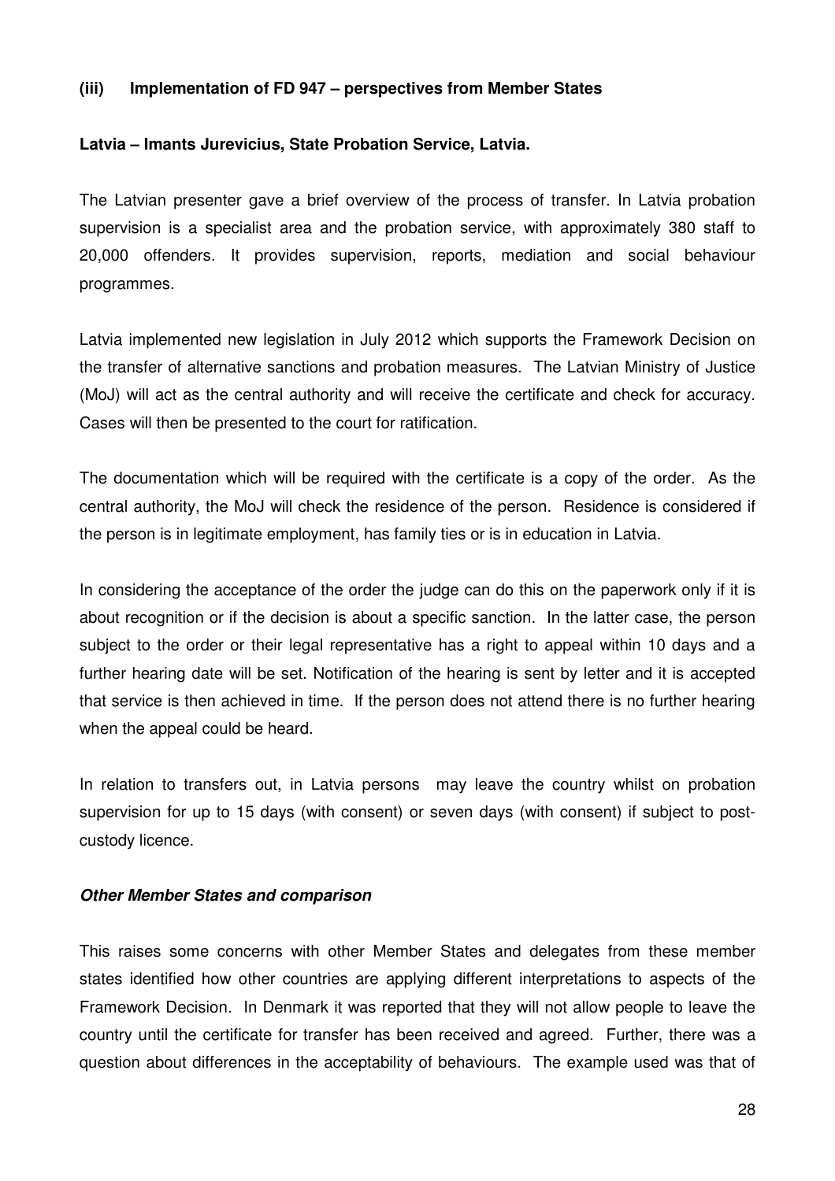### (iii) Implementation of FD 947 – perspectives from Member States

**Latvia – Imants Jurevicius, State Probation Service, Latvia.**

The Latvian presenter gave a brief overview of the process of transfer. In Latvia probation supervision is a specialist area and the probation service, with approximately 380 staff to 20,000 offenders. It provides supervision, reports, mediation and social behaviour programmes.

Latvia implemented new legislation in July 2012 which supports the Framework Decision on the transfer of alternative sanctions and probation measures. The Latvian Ministry of Justice (MoJ) will act as the central authority and will receive the certificate and check for accuracy. Cases will then be presented to the court for ratification.

The documentation which will be required with the certificate is a copy of the order. As the central authority, the MoJ will check the residence of the person. Residence is considered if the person is in legitimate employment, has family ties or is in education in Latvia.

In considering the acceptance of the order the judge can do this on the paperwork only if it is about recognition or if the decision is about a specific sanction. In the latter case, the person subject to the order or their legal representative has a right to appeal within 10 days and a further hearing date will be set. Notification of the hearing is sent by letter and it is accepted that service is then achieved in time. If the person does not attend there is no further hearing when the appeal could be heard.

In relation to transfers out, in Latvia persons may leave the country whilst on probation supervision for up to 15 days (with consent) or seven days (with consent) if subject to post-custody licence.

***Other Member States and comparison***

This raises some concerns with other Member States and delegates from these member states identified how other countries are applying different interpretations to aspects of the Framework Decision. In Denmark it was reported that they will not allow people to leave the country until the certificate for transfer has been received and agreed. Further, there was a question about differences in the acceptability of behaviours. The example used was that of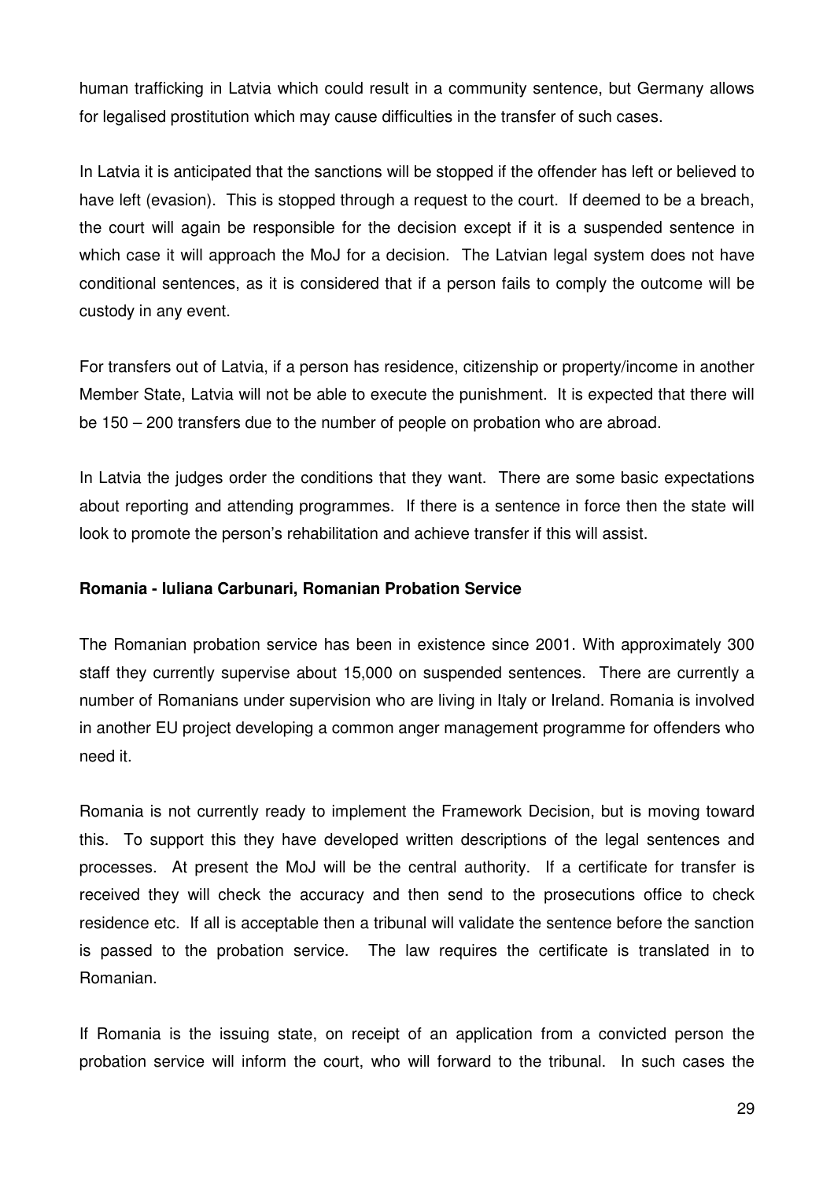human trafficking in Latvia which could result in a community sentence, but Germany allows for legalised prostitution which may cause difficulties in the transfer of such cases.

In Latvia it is anticipated that the sanctions will be stopped if the offender has left or believed to have left (evasion). This is stopped through a request to the court. If deemed to be a breach, the court will again be responsible for the decision except if it is a suspended sentence in which case it will approach the MoJ for a decision. The Latvian legal system does not have conditional sentences, as it is considered that if a person fails to comply the outcome will be custody in any event.

For transfers out of Latvia, if a person has residence, citizenship or property/income in another Member State, Latvia will not be able to execute the punishment. It is expected that there will be 150 – 200 transfers due to the number of people on probation who are abroad.

In Latvia the judges order the conditions that they want. There are some basic expectations about reporting and attending programmes. If there is a sentence in force then the state will look to promote the person's rehabilitation and achieve transfer if this will assist.

**Romania - Iuliana Carbunari, Romanian Probation Service**

The Romanian probation service has been in existence since 2001. With approximately 300 staff they currently supervise about 15,000 on suspended sentences. There are currently a number of Romanians under supervision who are living in Italy or Ireland. Romania is involved in another EU project developing a common anger management programme for offenders who need it.

Romania is not currently ready to implement the Framework Decision, but is moving toward this. To support this they have developed written descriptions of the legal sentences and processes. At present the MoJ will be the central authority. If a certificate for transfer is received they will check the accuracy and then send to the prosecutions office to check residence etc. If all is acceptable then a tribunal will validate the sentence before the sanction is passed to the probation service. The law requires the certificate is translated in to Romanian.

If Romania is the issuing state, on receipt of an application from a convicted person the probation service will inform the court, who will forward to the tribunal. In such cases the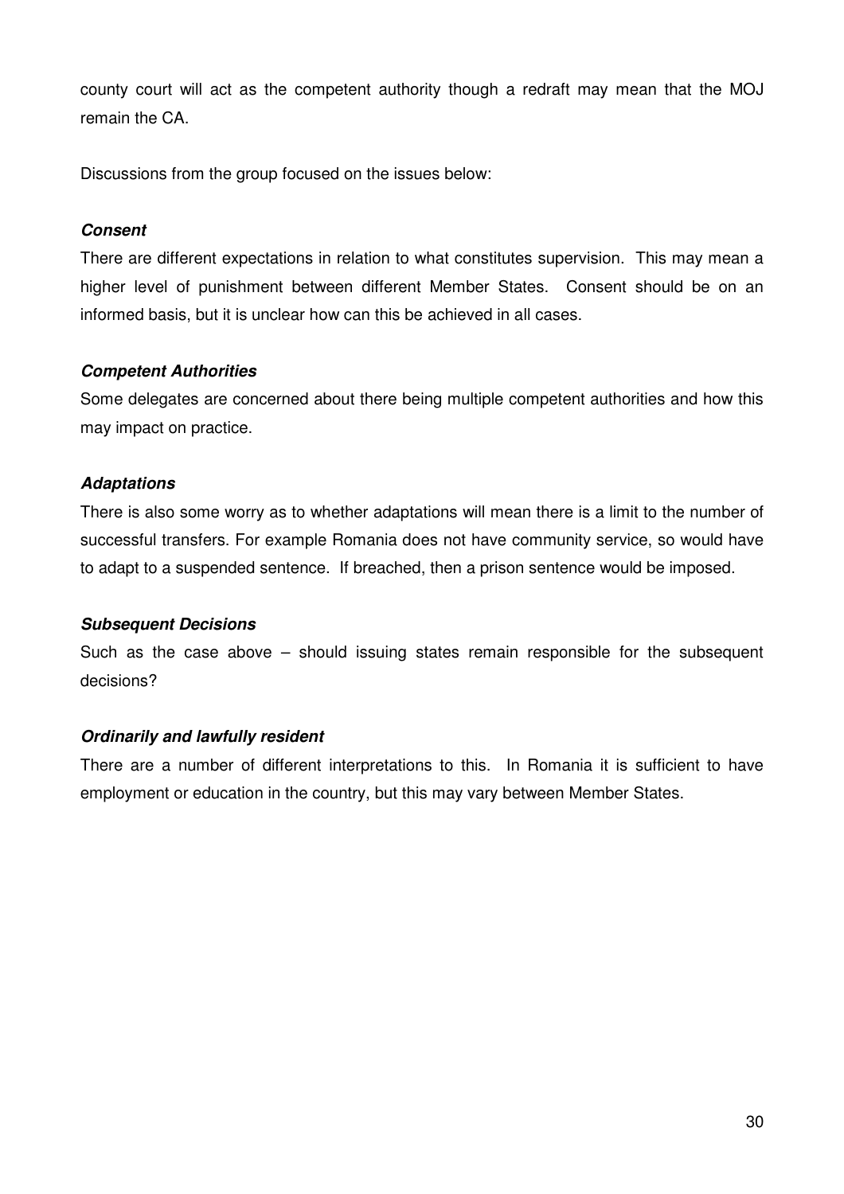county court will act as the competent authority though a redraft may mean that the MOJ remain the CA.

Discussions from the group focused on the issues below:

***Consent***

There are different expectations in relation to what constitutes supervision. This may mean a higher level of punishment between different Member States. Consent should be on an informed basis, but it is unclear how can this be achieved in all cases.

***Competent Authorities***

Some delegates are concerned about there being multiple competent authorities and how this may impact on practice.

***Adaptations***

There is also some worry as to whether adaptations will mean there is a limit to the number of successful transfers. For example Romania does not have community service, so would have to adapt to a suspended sentence. If breached, then a prison sentence would be imposed.

***Subsequent Decisions***

Such as the case above – should issuing states remain responsible for the subsequent decisions?

***Ordinarily and lawfully resident***

There are a number of different interpretations to this. In Romania it is sufficient to have employment or education in the country, but this may vary between Member States.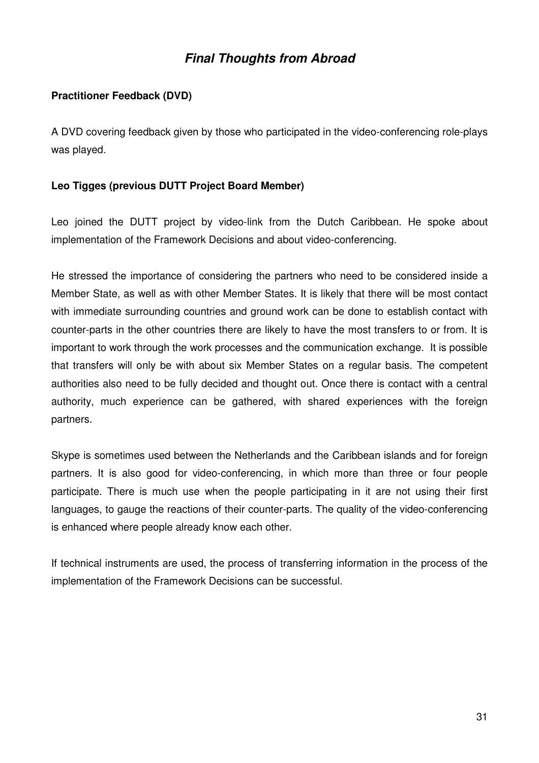## ***Final Thoughts from Abroad***

**Practitioner Feedback (DVD)**

A DVD covering feedback given by those who participated in the video-conferencing role-plays was played.

**Leo Tigges (previous DUTT Project Board Member)**

Leo joined the DUTT project by video-link from the Dutch Caribbean. He spoke about implementation of the Framework Decisions and about video-conferencing.

He stressed the importance of considering the partners who need to be considered inside a Member State, as well as with other Member States. It is likely that there will be most contact with immediate surrounding countries and ground work can be done to establish contact with counter-parts in the other countries there are likely to have the most transfers to or from. It is important to work through the work processes and the communication exchange. It is possible that transfers will only be with about six Member States on a regular basis. The competent authorities also need to be fully decided and thought out. Once there is contact with a central authority, much experience can be gathered, with shared experiences with the foreign partners.

Skype is sometimes used between the Netherlands and the Caribbean islands and for foreign partners. It is also good for video-conferencing, in which more than three or four people participate. There is much use when the people participating in it are not using their first languages, to gauge the reactions of their counter-parts. The quality of the video-conferencing is enhanced where people already know each other.

If technical instruments are used, the process of transferring information in the process of the implementation of the Framework Decisions can be successful.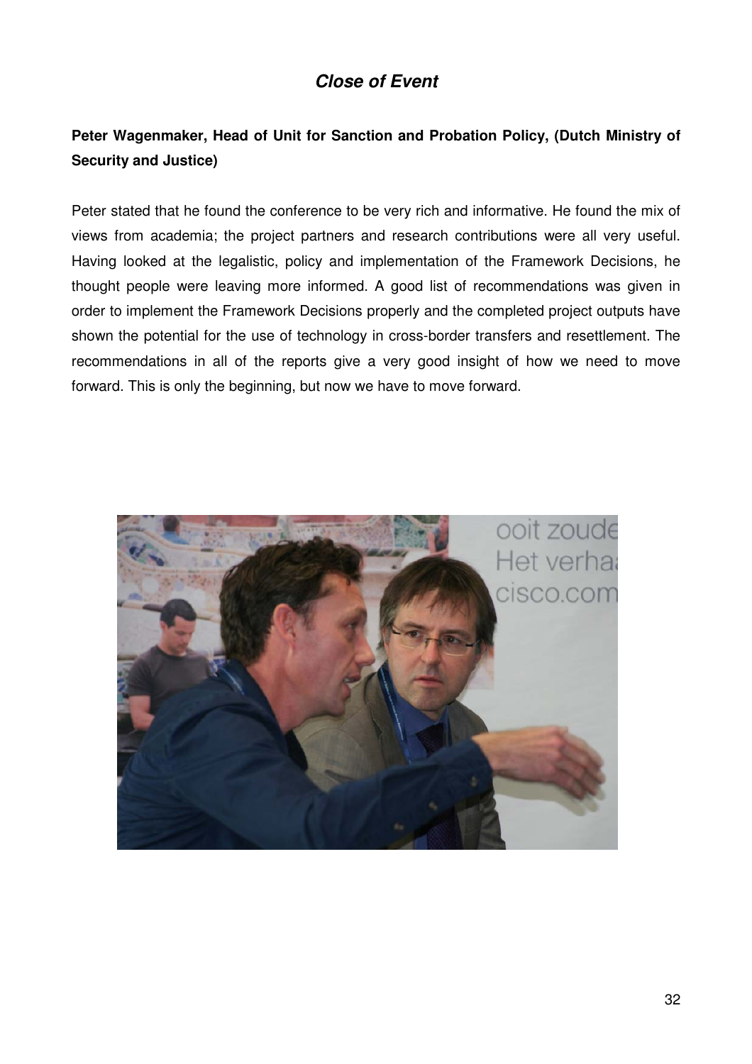## *Close of Event*

**Peter Wagenmaker, Head of Unit for Sanction and Probation Policy, (Dutch Ministry of Security and Justice)**

Peter stated that he found the conference to be very rich and informative. He found the mix of views from academia; the project partners and research contributions were all very useful. Having looked at the legalistic, policy and implementation of the Framework Decisions, he thought people were leaving more informed. A good list of recommendations was given in order to implement the Framework Decisions properly and the completed project outputs have shown the potential for the use of technology in cross-border transfers and resettlement. The recommendations in all of the reports give a very good insight of how we need to move forward. This is only the beginning, but now we have to move forward.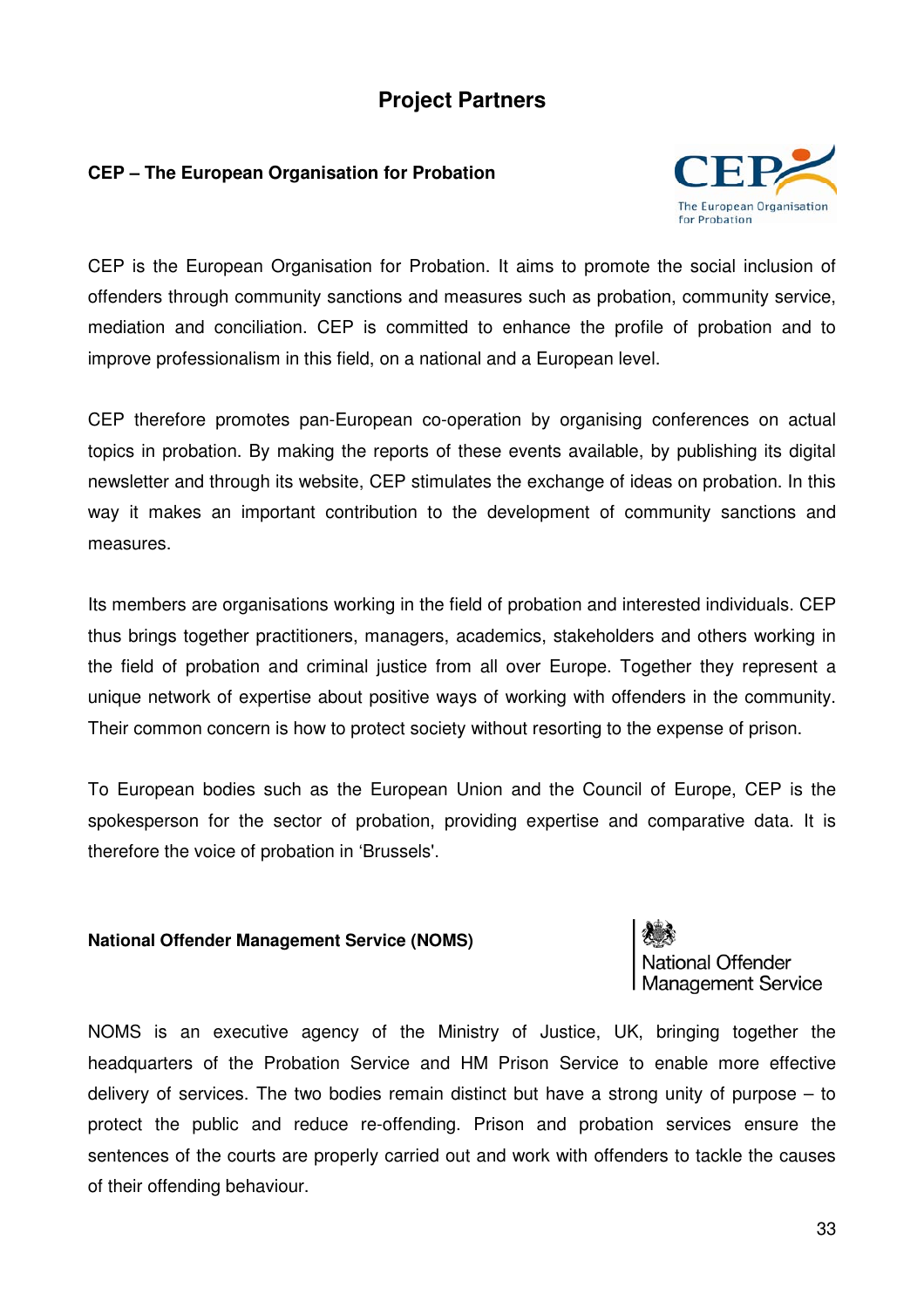# Project Partners

### CEP – The European Organisation for Probation

CEP is the European Organisation for Probation. It aims to promote the social inclusion of offenders through community sanctions and measures such as probation, community service, mediation and conciliation. CEP is committed to enhance the profile of probation and to improve professionalism in this field, on a national and a European level.

CEP therefore promotes pan-European co-operation by organising conferences on actual topics in probation. By making the reports of these events available, by publishing its digital newsletter and through its website, CEP stimulates the exchange of ideas on probation. In this way it makes an important contribution to the development of community sanctions and measures.

Its members are organisations working in the field of probation and interested individuals. CEP thus brings together practitioners, managers, academics, stakeholders and others working in the field of probation and criminal justice from all over Europe. Together they represent a unique network of expertise about positive ways of working with offenders in the community. Their common concern is how to protect society without resorting to the expense of prison.

To European bodies such as the European Union and the Council of Europe, CEP is the spokesperson for the sector of probation, providing expertise and comparative data. It is therefore the voice of probation in 'Brussels'.

### National Offender Management Service (NOMS)

NOMS is an executive agency of the Ministry of Justice, UK, bringing together the headquarters of the Probation Service and HM Prison Service to enable more effective delivery of services. The two bodies remain distinct but have a strong unity of purpose – to protect the public and reduce re-offending. Prison and probation services ensure the sentences of the courts are properly carried out and work with offenders to tackle the causes of their offending behaviour.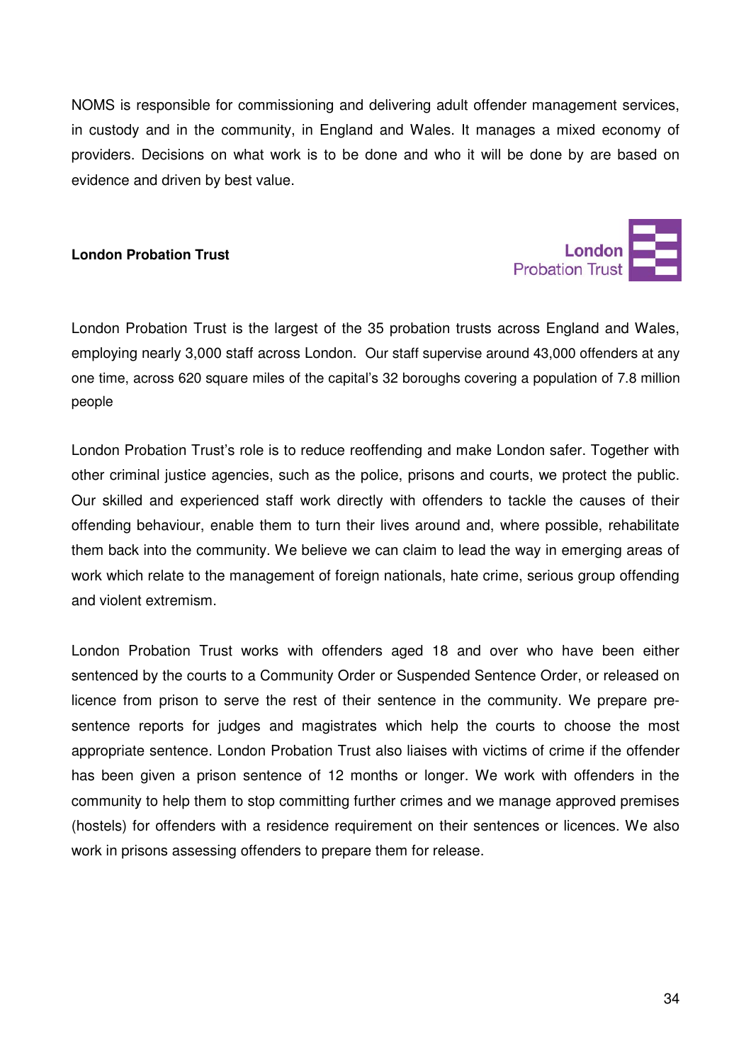NOMS is responsible for commissioning and delivering adult offender management services, in custody and in the community, in England and Wales. It manages a mixed economy of providers. Decisions on what work is to be done and who it will be done by are based on evidence and driven by best value.

**London Probation Trust**

London Probation Trust is the largest of the 35 probation trusts across England and Wales, employing nearly 3,000 staff across London. Our staff supervise around 43,000 offenders at any one time, across 620 square miles of the capital's 32 boroughs covering a population of 7.8 million people

London Probation Trust's role is to reduce reoffending and make London safer. Together with other criminal justice agencies, such as the police, prisons and courts, we protect the public. Our skilled and experienced staff work directly with offenders to tackle the causes of their offending behaviour, enable them to turn their lives around and, where possible, rehabilitate them back into the community. We believe we can claim to lead the way in emerging areas of work which relate to the management of foreign nationals, hate crime, serious group offending and violent extremism.

London Probation Trust works with offenders aged 18 and over who have been either sentenced by the courts to a Community Order or Suspended Sentence Order, or released on licence from prison to serve the rest of their sentence in the community. We prepare pre-sentence reports for judges and magistrates which help the courts to choose the most appropriate sentence. London Probation Trust also liaises with victims of crime if the offender has been given a prison sentence of 12 months or longer. We work with offenders in the community to help them to stop committing further crimes and we manage approved premises (hostels) for offenders with a residence requirement on their sentences or licences. We also work in prisons assessing offenders to prepare them for release.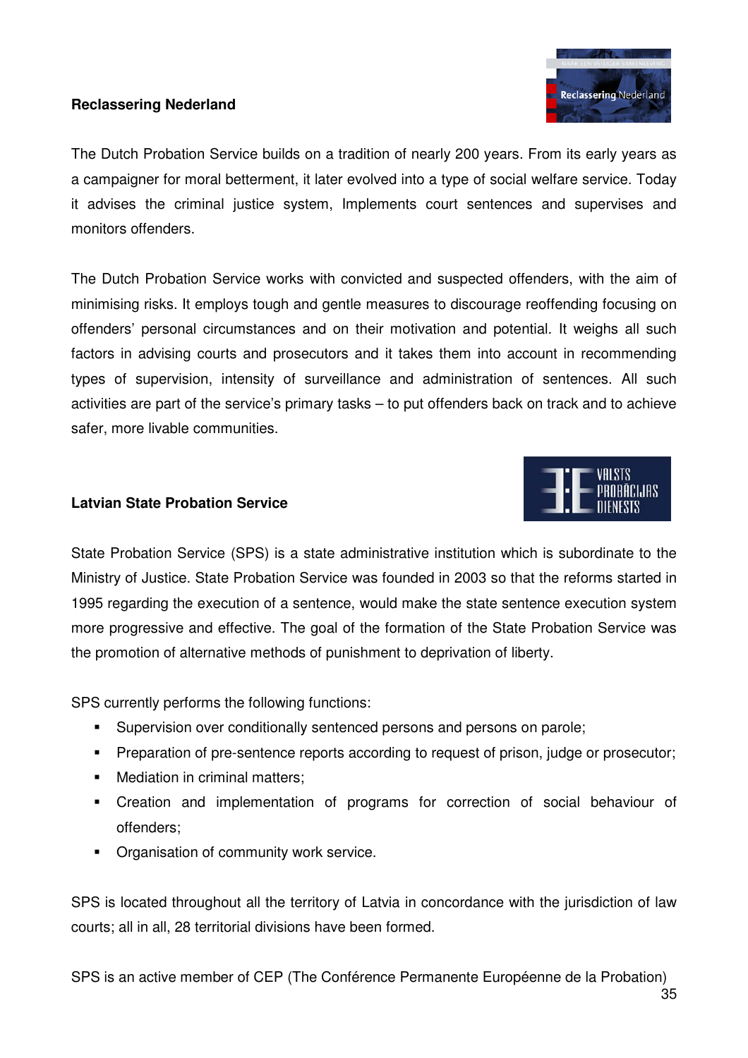**Reclassering Nederland**

The Dutch Probation Service builds on a tradition of nearly 200 years. From its early years as a campaigner for moral betterment, it later evolved into a type of social welfare service. Today it advises the criminal justice system, Implements court sentences and supervises and monitors offenders.

The Dutch Probation Service works with convicted and suspected offenders, with the aim of minimising risks. It employs tough and gentle measures to discourage reoffending focusing on offenders' personal circumstances and on their motivation and potential. It weighs all such factors in advising courts and prosecutors and it takes them into account in recommending types of supervision, intensity of surveillance and administration of sentences. All such activities are part of the service's primary tasks – to put offenders back on track and to achieve safer, more livable communities.

**Latvian State Probation Service**

State Probation Service (SPS) is a state administrative institution which is subordinate to the Ministry of Justice. State Probation Service was founded in 2003 so that the reforms started in 1995 regarding the execution of a sentence, would make the state sentence execution system more progressive and effective. The goal of the formation of the State Probation Service was the promotion of alternative methods of punishment to deprivation of liberty.

SPS currently performs the following functions:

- Supervision over conditionally sentenced persons and persons on parole;
- Preparation of pre-sentence reports according to request of prison, judge or prosecutor;
- Mediation in criminal matters;
- Creation and implementation of programs for correction of social behaviour of offenders;
- Organisation of community work service.

SPS is located throughout all the territory of Latvia in concordance with the jurisdiction of law courts; all in all, 28 territorial divisions have been formed.

SPS is an active member of CEP (The Conférence Permanente Européenne de la Probation)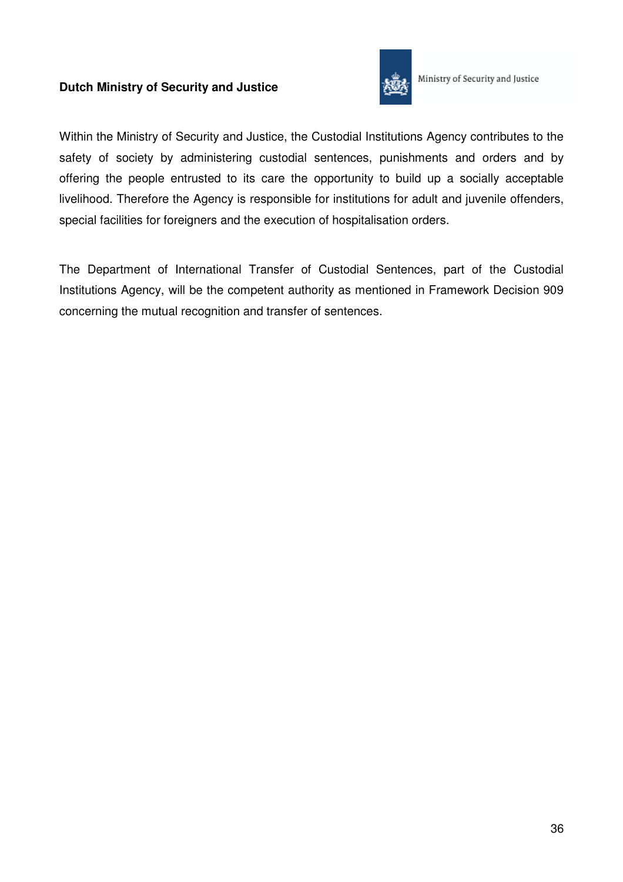**Dutch Ministry of Security and Justice**

Ministry of Security and Justice

Within the Ministry of Security and Justice, the Custodial Institutions Agency contributes to the safety of society by administering custodial sentences, punishments and orders and by offering the people entrusted to its care the opportunity to build up a socially acceptable livelihood. Therefore the Agency is responsible for institutions for adult and juvenile offenders, special facilities for foreigners and the execution of hospitalisation orders.

The Department of International Transfer of Custodial Sentences, part of the Custodial Institutions Agency, will be the competent authority as mentioned in Framework Decision 909 concerning the mutual recognition and transfer of sentences.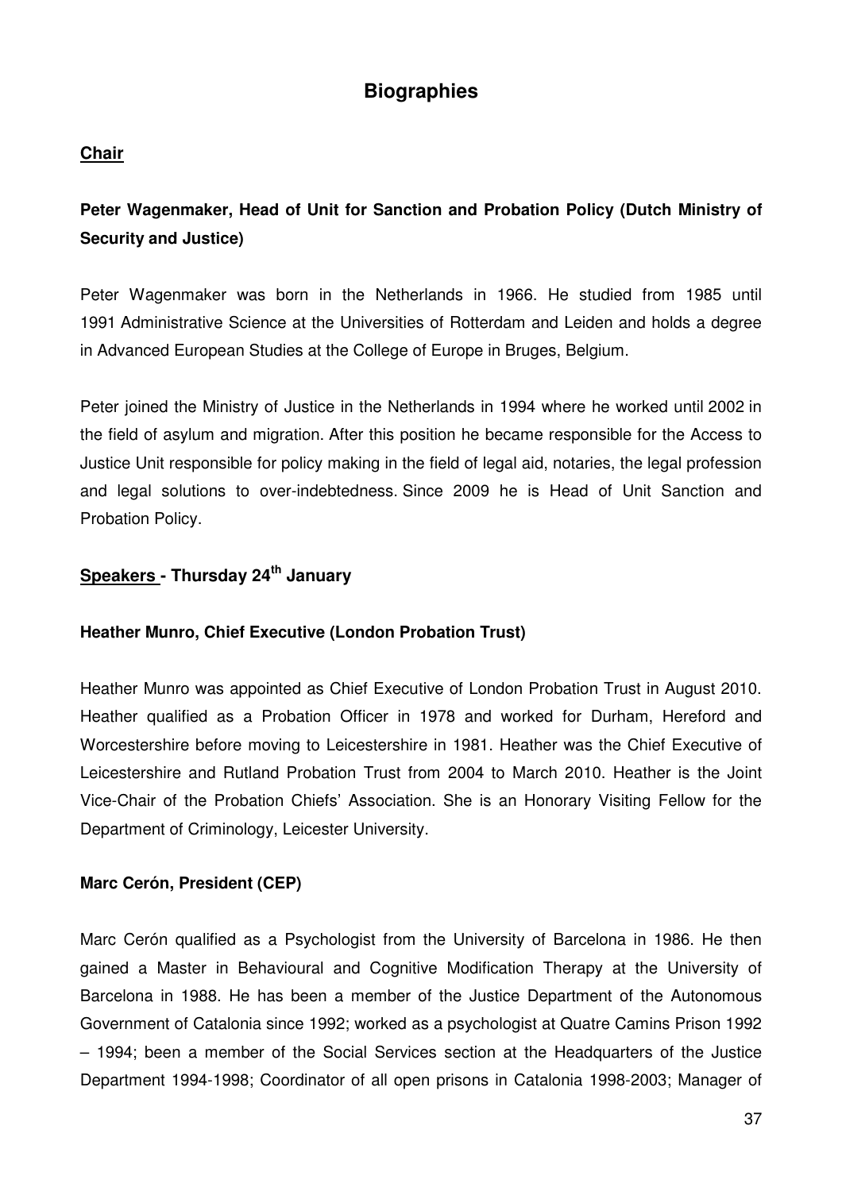# Biographies

## Chair

### Peter Wagenmaker, Head of Unit for Sanction and Probation Policy (Dutch Ministry of Security and Justice)

Peter Wagenmaker was born in the Netherlands in 1966. He studied from 1985 until 1991 Administrative Science at the Universities of Rotterdam and Leiden and holds a degree in Advanced European Studies at the College of Europe in Bruges, Belgium.

Peter joined the Ministry of Justice in the Netherlands in 1994 where he worked until 2002 in the field of asylum and migration. After this position he became responsible for the Access to Justice Unit responsible for policy making in the field of legal aid, notaries, the legal profession and legal solutions to over-indebtedness. Since 2009 he is Head of Unit Sanction and Probation Policy.

## Speakers - Thursday 24th January

### Heather Munro, Chief Executive (London Probation Trust)

Heather Munro was appointed as Chief Executive of London Probation Trust in August 2010. Heather qualified as a Probation Officer in 1978 and worked for Durham, Hereford and Worcestershire before moving to Leicestershire in 1981. Heather was the Chief Executive of Leicestershire and Rutland Probation Trust from 2004 to March 2010. Heather is the Joint Vice-Chair of the Probation Chiefs' Association. She is an Honorary Visiting Fellow for the Department of Criminology, Leicester University.

### Marc Cerón, President (CEP)

Marc Cerón qualified as a Psychologist from the University of Barcelona in 1986. He then gained a Master in Behavioural and Cognitive Modification Therapy at the University of Barcelona in 1988. He has been a member of the Justice Department of the Autonomous Government of Catalonia since 1992; worked as a psychologist at Quatre Camins Prison 1992 – 1994; been a member of the Social Services section at the Headquarters of the Justice Department 1994-1998; Coordinator of all open prisons in Catalonia 1998-2003; Manager of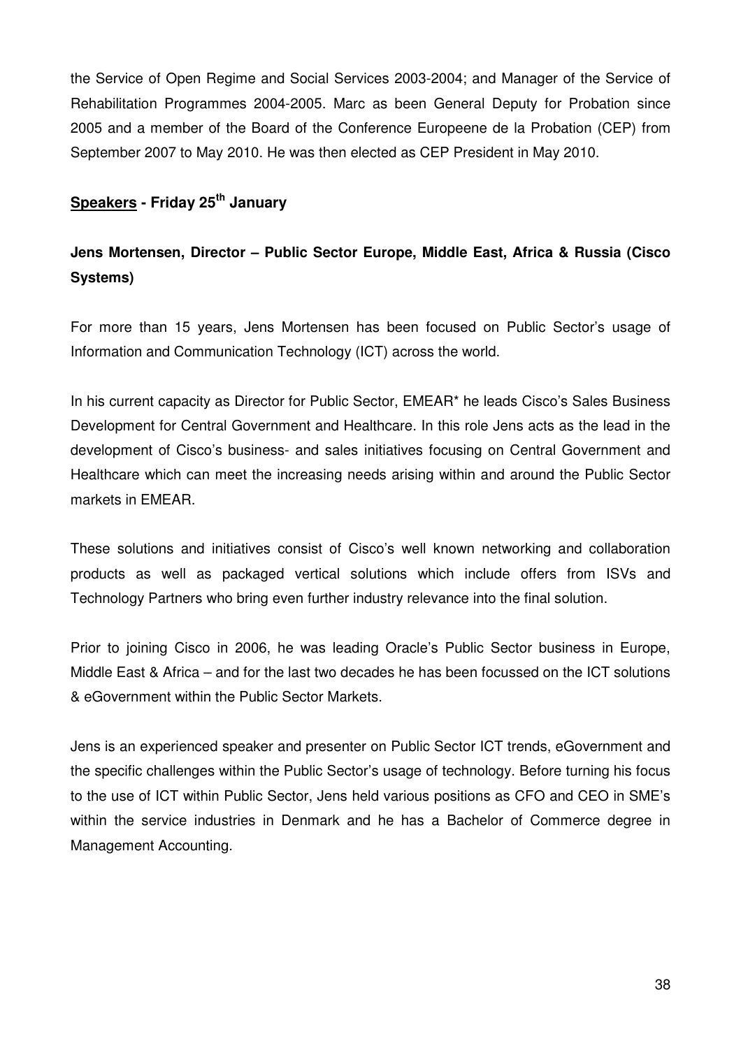the Service of Open Regime and Social Services 2003-2004; and Manager of the Service of Rehabilitation Programmes 2004-2005. Marc as been General Deputy for Probation since 2005 and a member of the Board of the Conference Europeene de la Probation (CEP) from September 2007 to May 2010. He was then elected as CEP President in May 2010.

## <u>Speakers</u> - Friday 25th January

### Jens Mortensen, Director – Public Sector Europe, Middle East, Africa & Russia (Cisco Systems)

For more than 15 years, Jens Mortensen has been focused on Public Sector's usage of Information and Communication Technology (ICT) across the world.

In his current capacity as Director for Public Sector, EMEAR* he leads Cisco's Sales Business Development for Central Government and Healthcare. In this role Jens acts as the lead in the development of Cisco's business- and sales initiatives focusing on Central Government and Healthcare which can meet the increasing needs arising within and around the Public Sector markets in EMEAR.

These solutions and initiatives consist of Cisco's well known networking and collaboration products as well as packaged vertical solutions which include offers from ISVs and Technology Partners who bring even further industry relevance into the final solution.

Prior to joining Cisco in 2006, he was leading Oracle's Public Sector business in Europe, Middle East & Africa – and for the last two decades he has been focussed on the ICT solutions & eGovernment within the Public Sector Markets.

Jens is an experienced speaker and presenter on Public Sector ICT trends, eGovernment and the specific challenges within the Public Sector's usage of technology. Before turning his focus to the use of ICT within Public Sector, Jens held various positions as CFO and CEO in SME's within the service industries in Denmark and he has a Bachelor of Commerce degree in Management Accounting.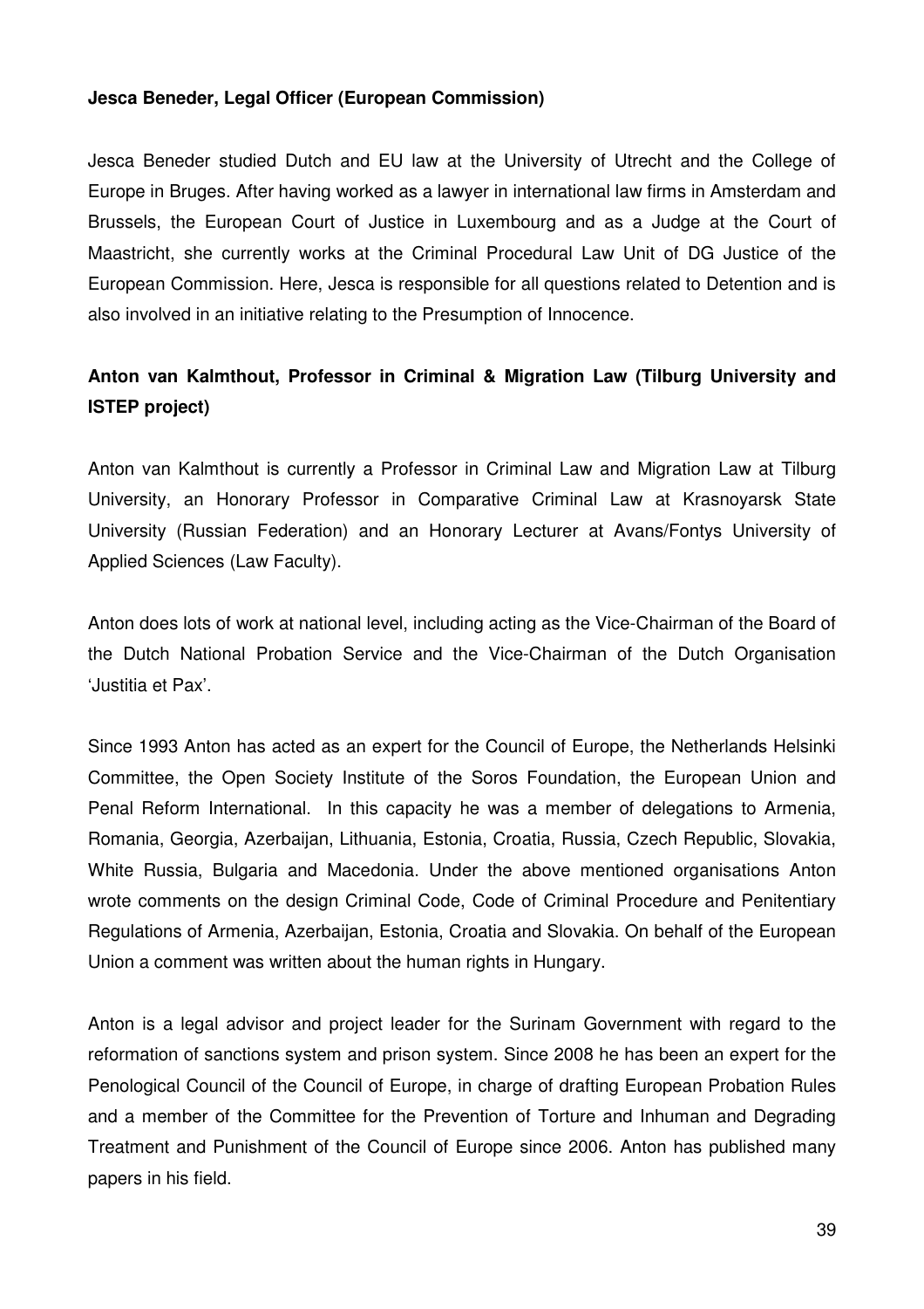**Jesca Beneder, Legal Officer (European Commission)**

Jesca Beneder studied Dutch and EU law at the University of Utrecht and the College of Europe in Bruges. After having worked as a lawyer in international law firms in Amsterdam and Brussels, the European Court of Justice in Luxembourg and as a Judge at the Court of Maastricht, she currently works at the Criminal Procedural Law Unit of DG Justice of the European Commission. Here, Jesca is responsible for all questions related to Detention and is also involved in an initiative relating to the Presumption of Innocence.

**Anton van Kalmthout, Professor in Criminal & Migration Law (Tilburg University and ISTEP project)**

Anton van Kalmthout is currently a Professor in Criminal Law and Migration Law at Tilburg University, an Honorary Professor in Comparative Criminal Law at Krasnoyarsk State University (Russian Federation) and an Honorary Lecturer at Avans/Fontys University of Applied Sciences (Law Faculty).

Anton does lots of work at national level, including acting as the Vice-Chairman of the Board of the Dutch National Probation Service and the Vice-Chairman of the Dutch Organisation 'Justitia et Pax'.

Since 1993 Anton has acted as an expert for the Council of Europe, the Netherlands Helsinki Committee, the Open Society Institute of the Soros Foundation, the European Union and Penal Reform International. In this capacity he was a member of delegations to Armenia, Romania, Georgia, Azerbaijan, Lithuania, Estonia, Croatia, Russia, Czech Republic, Slovakia, White Russia, Bulgaria and Macedonia. Under the above mentioned organisations Anton wrote comments on the design Criminal Code, Code of Criminal Procedure and Penitentiary Regulations of Armenia, Azerbaijan, Estonia, Croatia and Slovakia. On behalf of the European Union a comment was written about the human rights in Hungary.

Anton is a legal advisor and project leader for the Surinam Government with regard to the reformation of sanctions system and prison system. Since 2008 he has been an expert for the Penological Council of the Council of Europe, in charge of drafting European Probation Rules and a member of the Committee for the Prevention of Torture and Inhuman and Degrading Treatment and Punishment of the Council of Europe since 2006. Anton has published many papers in his field.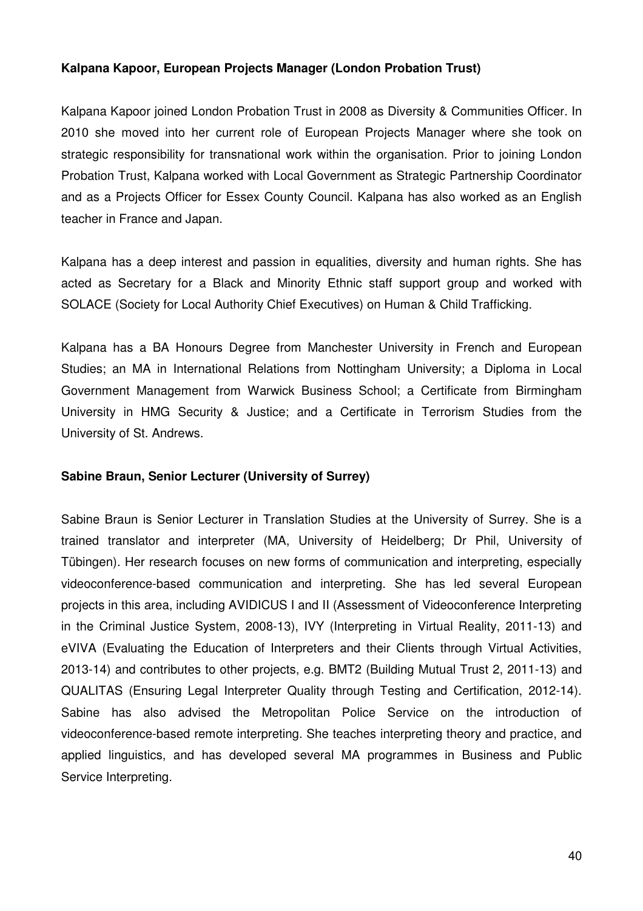**Kalpana Kapoor, European Projects Manager (London Probation Trust)**

Kalpana Kapoor joined London Probation Trust in 2008 as Diversity & Communities Officer. In 2010 she moved into her current role of European Projects Manager where she took on strategic responsibility for transnational work within the organisation. Prior to joining London Probation Trust, Kalpana worked with Local Government as Strategic Partnership Coordinator and as a Projects Officer for Essex County Council. Kalpana has also worked as an English teacher in France and Japan.

Kalpana has a deep interest and passion in equalities, diversity and human rights. She has acted as Secretary for a Black and Minority Ethnic staff support group and worked with SOLACE (Society for Local Authority Chief Executives) on Human & Child Trafficking.

Kalpana has a BA Honours Degree from Manchester University in French and European Studies; an MA in International Relations from Nottingham University; a Diploma in Local Government Management from Warwick Business School; a Certificate from Birmingham University in HMG Security & Justice; and a Certificate in Terrorism Studies from the University of St. Andrews.

**Sabine Braun, Senior Lecturer (University of Surrey)**

Sabine Braun is Senior Lecturer in Translation Studies at the University of Surrey. She is a trained translator and interpreter (MA, University of Heidelberg; Dr Phil, University of Tübingen). Her research focuses on new forms of communication and interpreting, especially videoconference-based communication and interpreting. She has led several European projects in this area, including AVIDICUS I and II (Assessment of Videoconference Interpreting in the Criminal Justice System, 2008-13), IVY (Interpreting in Virtual Reality, 2011-13) and eVIVA (Evaluating the Education of Interpreters and their Clients through Virtual Activities, 2013-14) and contributes to other projects, e.g. BMT2 (Building Mutual Trust 2, 2011-13) and QUALITAS (Ensuring Legal Interpreter Quality through Testing and Certification, 2012-14). Sabine has also advised the Metropolitan Police Service on the introduction of videoconference-based remote interpreting. She teaches interpreting theory and practice, and applied linguistics, and has developed several MA programmes in Business and Public Service Interpreting.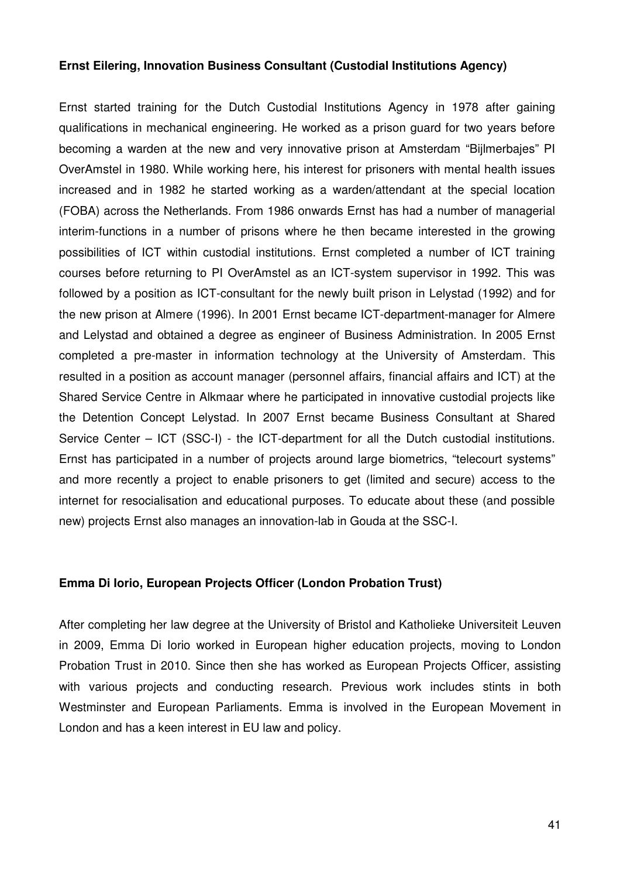**Ernst Eilering, Innovation Business Consultant (Custodial Institutions Agency)**

Ernst started training for the Dutch Custodial Institutions Agency in 1978 after gaining qualifications in mechanical engineering. He worked as a prison guard for two years before becoming a warden at the new and very innovative prison at Amsterdam "Bijlmerbajes" PI OverAmstel in 1980. While working here, his interest for prisoners with mental health issues increased and in 1982 he started working as a warden/attendant at the special location (FOBA) across the Netherlands. From 1986 onwards Ernst has had a number of managerial interim-functions in a number of prisons where he then became interested in the growing possibilities of ICT within custodial institutions. Ernst completed a number of ICT training courses before returning to PI OverAmstel as an ICT-system supervisor in 1992. This was followed by a position as ICT-consultant for the newly built prison in Lelystad (1992) and for the new prison at Almere (1996). In 2001 Ernst became ICT-department-manager for Almere and Lelystad and obtained a degree as engineer of Business Administration. In 2005 Ernst completed a pre-master in information technology at the University of Amsterdam. This resulted in a position as account manager (personnel affairs, financial affairs and ICT) at the Shared Service Centre in Alkmaar where he participated in innovative custodial projects like the Detention Concept Lelystad. In 2007 Ernst became Business Consultant at Shared Service Center – ICT (SSC-I) - the ICT-department for all the Dutch custodial institutions. Ernst has participated in a number of projects around large biometrics, "telecourt systems" and more recently a project to enable prisoners to get (limited and secure) access to the internet for resocialisation and educational purposes. To educate about these (and possible new) projects Ernst also manages an innovation-lab in Gouda at the SSC-I.

**Emma Di Iorio, European Projects Officer (London Probation Trust)**

After completing her law degree at the University of Bristol and Katholieke Universiteit Leuven in 2009, Emma Di Iorio worked in European higher education projects, moving to London Probation Trust in 2010. Since then she has worked as European Projects Officer, assisting with various projects and conducting research. Previous work includes stints in both Westminster and European Parliaments. Emma is involved in the European Movement in London and has a keen interest in EU law and policy.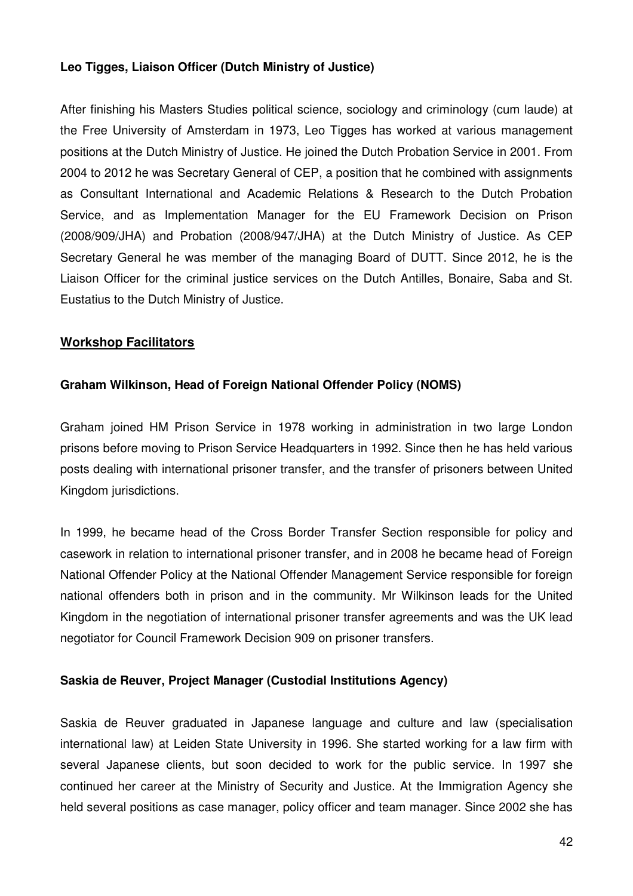**Leo Tigges, Liaison Officer (Dutch Ministry of Justice)**

After finishing his Masters Studies political science, sociology and criminology (cum laude) at the Free University of Amsterdam in 1973, Leo Tigges has worked at various management positions at the Dutch Ministry of Justice. He joined the Dutch Probation Service in 2001. From 2004 to 2012 he was Secretary General of CEP, a position that he combined with assignments as Consultant International and Academic Relations & Research to the Dutch Probation Service, and as Implementation Manager for the EU Framework Decision on Prison (2008/909/JHA) and Probation (2008/947/JHA) at the Dutch Ministry of Justice. As CEP Secretary General he was member of the managing Board of DUTT. Since 2012, he is the Liaison Officer for the criminal justice services on the Dutch Antilles, Bonaire, Saba and St. Eustatius to the Dutch Ministry of Justice.

## Workshop Facilitators

**Graham Wilkinson, Head of Foreign National Offender Policy (NOMS)**

Graham joined HM Prison Service in 1978 working in administration in two large London prisons before moving to Prison Service Headquarters in 1992. Since then he has held various posts dealing with international prisoner transfer, and the transfer of prisoners between United Kingdom jurisdictions.

In 1999, he became head of the Cross Border Transfer Section responsible for policy and casework in relation to international prisoner transfer, and in 2008 he became head of Foreign National Offender Policy at the National Offender Management Service responsible for foreign national offenders both in prison and in the community. Mr Wilkinson leads for the United Kingdom in the negotiation of international prisoner transfer agreements and was the UK lead negotiator for Council Framework Decision 909 on prisoner transfers.

**Saskia de Reuver, Project Manager (Custodial Institutions Agency)**

Saskia de Reuver graduated in Japanese language and culture and law (specialisation international law) at Leiden State University in 1996. She started working for a law firm with several Japanese clients, but soon decided to work for the public service. In 1997 she continued her career at the Ministry of Security and Justice. At the Immigration Agency she held several positions as case manager, policy officer and team manager. Since 2002 she has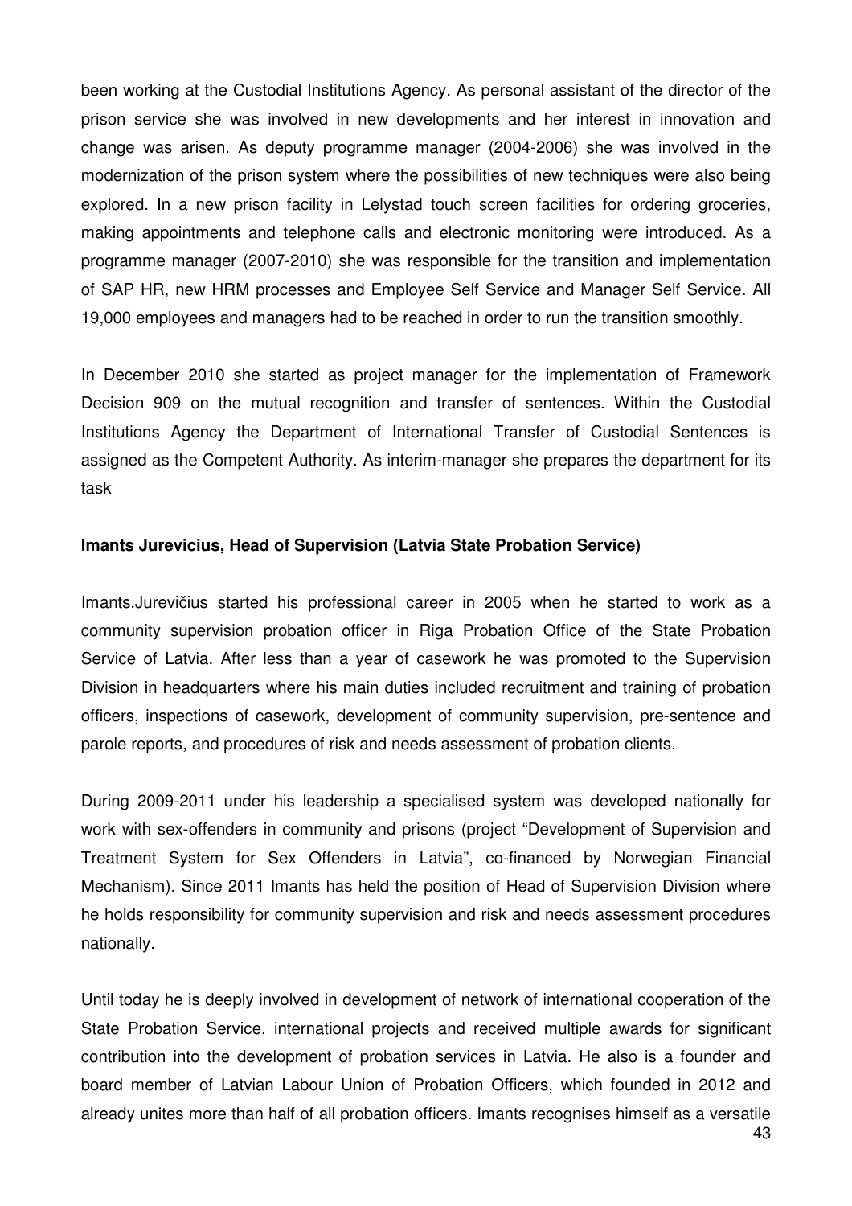been working at the Custodial Institutions Agency. As personal assistant of the director of the prison service she was involved in new developments and her interest in innovation and change was arisen. As deputy programme manager (2004-2006) she was involved in the modernization of the prison system where the possibilities of new techniques were also being explored. In a new prison facility in Lelystad touch screen facilities for ordering groceries, making appointments and telephone calls and electronic monitoring were introduced. As a programme manager (2007-2010) she was responsible for the transition and implementation of SAP HR, new HRM processes and Employee Self Service and Manager Self Service. All 19,000 employees and managers had to be reached in order to run the transition smoothly.

In December 2010 she started as project manager for the implementation of Framework Decision 909 on the mutual recognition and transfer of sentences. Within the Custodial Institutions Agency the Department of International Transfer of Custodial Sentences is assigned as the Competent Authority. As interim-manager she prepares the department for its task

**Imants Jurevicius, Head of Supervision (Latvia State Probation Service)**

Imants.Jurevičius started his professional career in 2005 when he started to work as a community supervision probation officer in Riga Probation Office of the State Probation Service of Latvia. After less than a year of casework he was promoted to the Supervision Division in headquarters where his main duties included recruitment and training of probation officers, inspections of casework, development of community supervision, pre-sentence and parole reports, and procedures of risk and needs assessment of probation clients.

During 2009-2011 under his leadership a specialised system was developed nationally for work with sex-offenders in community and prisons (project "Development of Supervision and Treatment System for Sex Offenders in Latvia", co-financed by Norwegian Financial Mechanism). Since 2011 Imants has held the position of Head of Supervision Division where he holds responsibility for community supervision and risk and needs assessment procedures nationally.

Until today he is deeply involved in development of network of international cooperation of the State Probation Service, international projects and received multiple awards for significant contribution into the development of probation services in Latvia. He also is a founder and board member of Latvian Labour Union of Probation Officers, which founded in 2012 and already unites more than half of all probation officers. Imants recognises himself as a versatile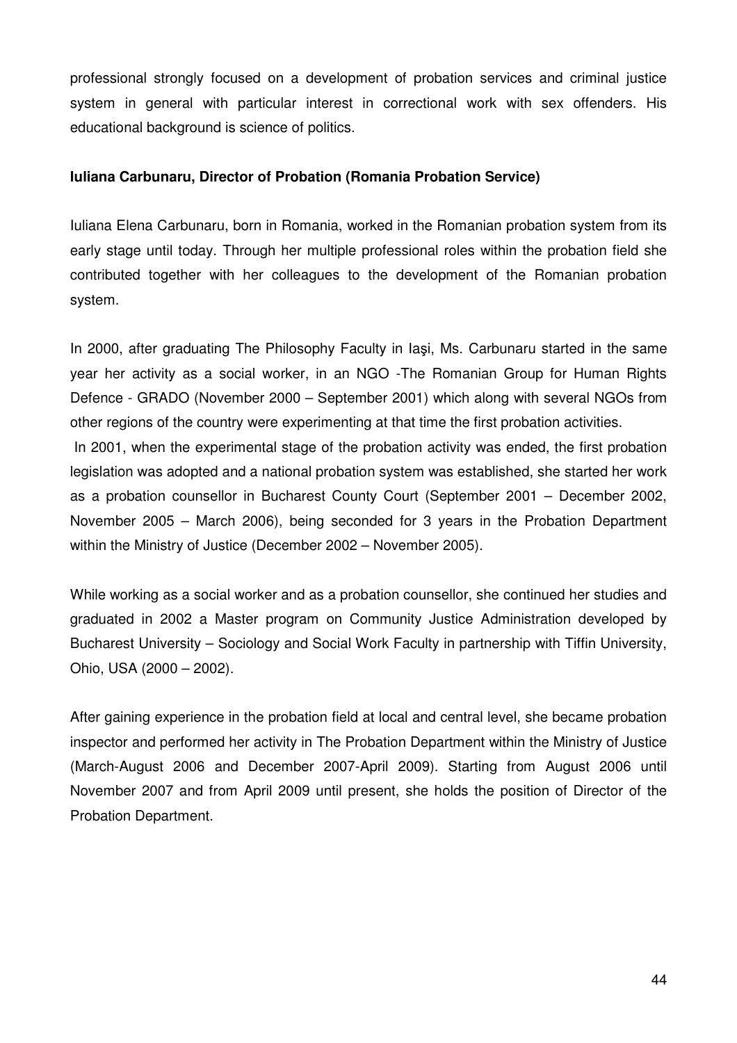professional strongly focused on a development of probation services and criminal justice system in general with particular interest in correctional work with sex offenders. His educational background is science of politics.

**Iuliana Carbunaru, Director of Probation (Romania Probation Service)**

Iuliana Elena Carbunaru, born in Romania, worked in the Romanian probation system from its early stage until today. Through her multiple professional roles within the probation field she contributed together with her colleagues to the development of the Romanian probation system.

In 2000, after graduating The Philosophy Faculty in Iaşi, Ms. Carbunaru started in the same year her activity as a social worker, in an NGO -The Romanian Group for Human Rights Defence - GRADO (November 2000 – September 2001) which along with several NGOs from other regions of the country were experimenting at that time the first probation activities.

In 2001, when the experimental stage of the probation activity was ended, the first probation legislation was adopted and a national probation system was established, she started her work as a probation counsellor in Bucharest County Court (September 2001 – December 2002, November 2005 – March 2006), being seconded for 3 years in the Probation Department within the Ministry of Justice (December 2002 – November 2005).

While working as a social worker and as a probation counsellor, she continued her studies and graduated in 2002 a Master program on Community Justice Administration developed by Bucharest University – Sociology and Social Work Faculty in partnership with Tiffin University, Ohio, USA (2000 – 2002).

After gaining experience in the probation field at local and central level, she became probation inspector and performed her activity in The Probation Department within the Ministry of Justice (March-August 2006 and December 2007-April 2009). Starting from August 2006 until November 2007 and from April 2009 until present, she holds the position of Director of the Probation Department.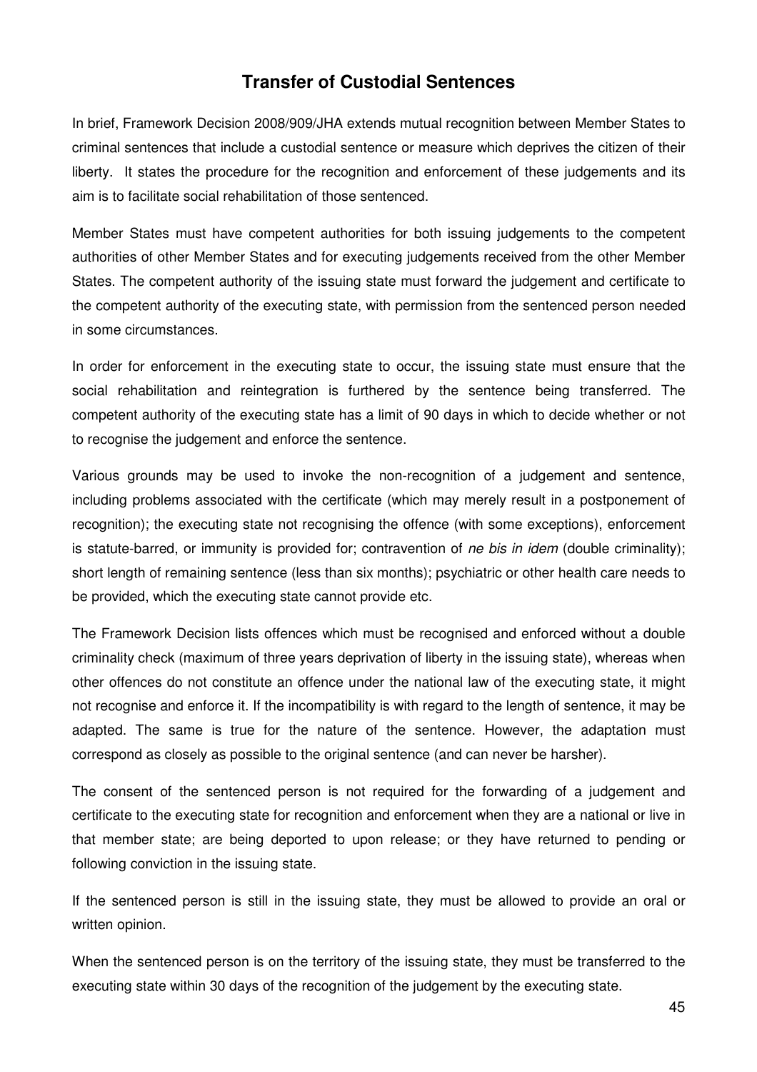## Transfer of Custodial Sentences

In brief, Framework Decision 2008/909/JHA extends mutual recognition between Member States to criminal sentences that include a custodial sentence or measure which deprives the citizen of their liberty. It states the procedure for the recognition and enforcement of these judgements and its aim is to facilitate social rehabilitation of those sentenced.

Member States must have competent authorities for both issuing judgements to the competent authorities of other Member States and for executing judgements received from the other Member States. The competent authority of the issuing state must forward the judgement and certificate to the competent authority of the executing state, with permission from the sentenced person needed in some circumstances.

In order for enforcement in the executing state to occur, the issuing state must ensure that the social rehabilitation and reintegration is furthered by the sentence being transferred. The competent authority of the executing state has a limit of 90 days in which to decide whether or not to recognise the judgement and enforce the sentence.

Various grounds may be used to invoke the non-recognition of a judgement and sentence, including problems associated with the certificate (which may merely result in a postponement of recognition); the executing state not recognising the offence (with some exceptions), enforcement is statute-barred, or immunity is provided for; contravention of *ne bis in idem* (double criminality); short length of remaining sentence (less than six months); psychiatric or other health care needs to be provided, which the executing state cannot provide etc.

The Framework Decision lists offences which must be recognised and enforced without a double criminality check (maximum of three years deprivation of liberty in the issuing state), whereas when other offences do not constitute an offence under the national law of the executing state, it might not recognise and enforce it. If the incompatibility is with regard to the length of sentence, it may be adapted. The same is true for the nature of the sentence. However, the adaptation must correspond as closely as possible to the original sentence (and can never be harsher).

The consent of the sentenced person is not required for the forwarding of a judgement and certificate to the executing state for recognition and enforcement when they are a national or live in that member state; are being deported to upon release; or they have returned to pending or following conviction in the issuing state.

If the sentenced person is still in the issuing state, they must be allowed to provide an oral or written opinion.

When the sentenced person is on the territory of the issuing state, they must be transferred to the executing state within 30 days of the recognition of the judgement by the executing state.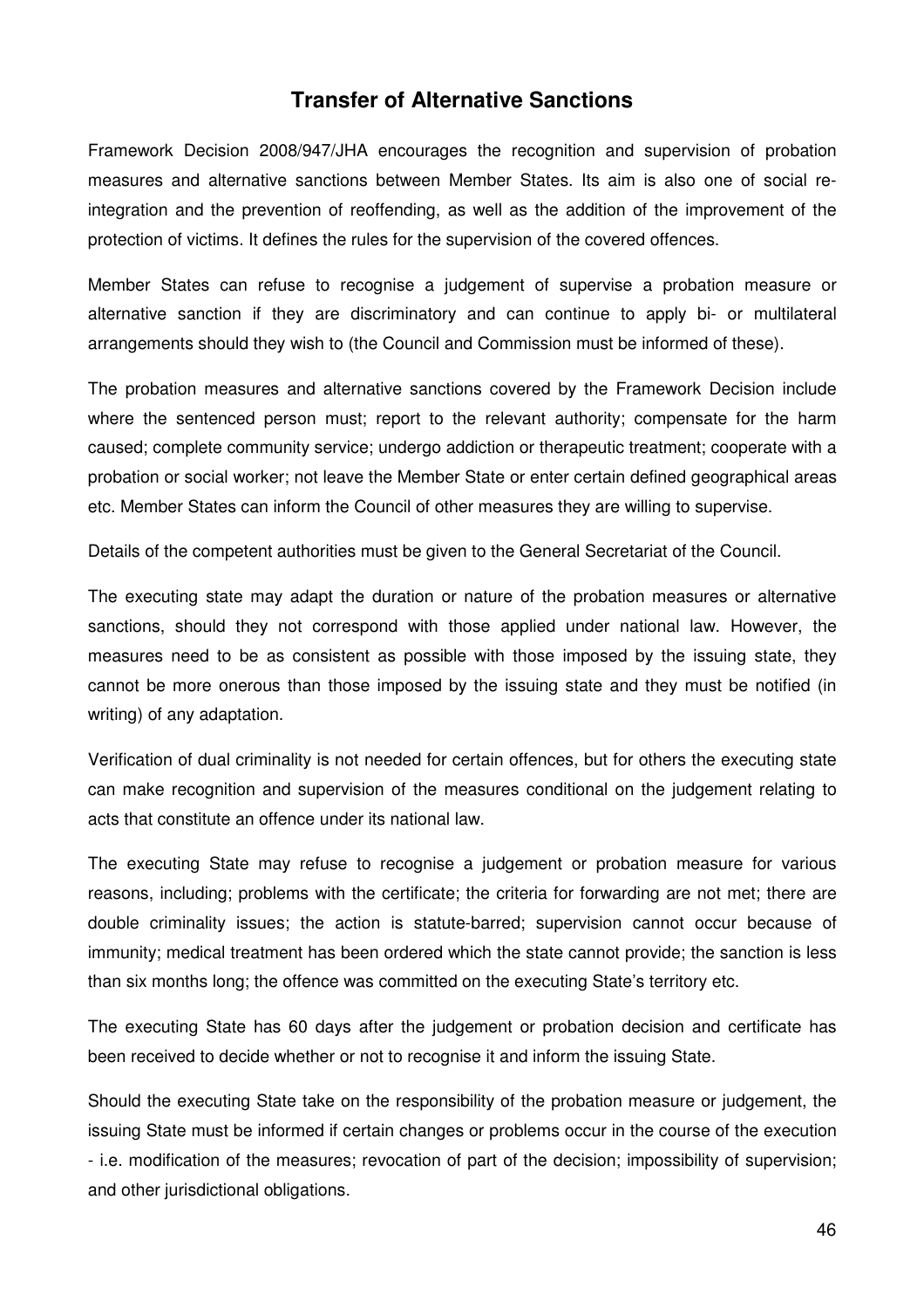## Transfer of Alternative Sanctions

Framework Decision 2008/947/JHA encourages the recognition and supervision of probation measures and alternative sanctions between Member States. Its aim is also one of social re-integration and the prevention of reoffending, as well as the addition of the improvement of the protection of victims. It defines the rules for the supervision of the covered offences.

Member States can refuse to recognise a judgement of supervise a probation measure or alternative sanction if they are discriminatory and can continue to apply bi- or multilateral arrangements should they wish to (the Council and Commission must be informed of these).

The probation measures and alternative sanctions covered by the Framework Decision include where the sentenced person must; report to the relevant authority; compensate for the harm caused; complete community service; undergo addiction or therapeutic treatment; cooperate with a probation or social worker; not leave the Member State or enter certain defined geographical areas etc. Member States can inform the Council of other measures they are willing to supervise.

Details of the competent authorities must be given to the General Secretariat of the Council.

The executing state may adapt the duration or nature of the probation measures or alternative sanctions, should they not correspond with those applied under national law. However, the measures need to be as consistent as possible with those imposed by the issuing state, they cannot be more onerous than those imposed by the issuing state and they must be notified (in writing) of any adaptation.

Verification of dual criminality is not needed for certain offences, but for others the executing state can make recognition and supervision of the measures conditional on the judgement relating to acts that constitute an offence under its national law.

The executing State may refuse to recognise a judgement or probation measure for various reasons, including; problems with the certificate; the criteria for forwarding are not met; there are double criminality issues; the action is statute-barred; supervision cannot occur because of immunity; medical treatment has been ordered which the state cannot provide; the sanction is less than six months long; the offence was committed on the executing State's territory etc.

The executing State has 60 days after the judgement or probation decision and certificate has been received to decide whether or not to recognise it and inform the issuing State.

Should the executing State take on the responsibility of the probation measure or judgement, the issuing State must be informed if certain changes or problems occur in the course of the execution - i.e. modification of the measures; revocation of part of the decision; impossibility of supervision; and other jurisdictional obligations.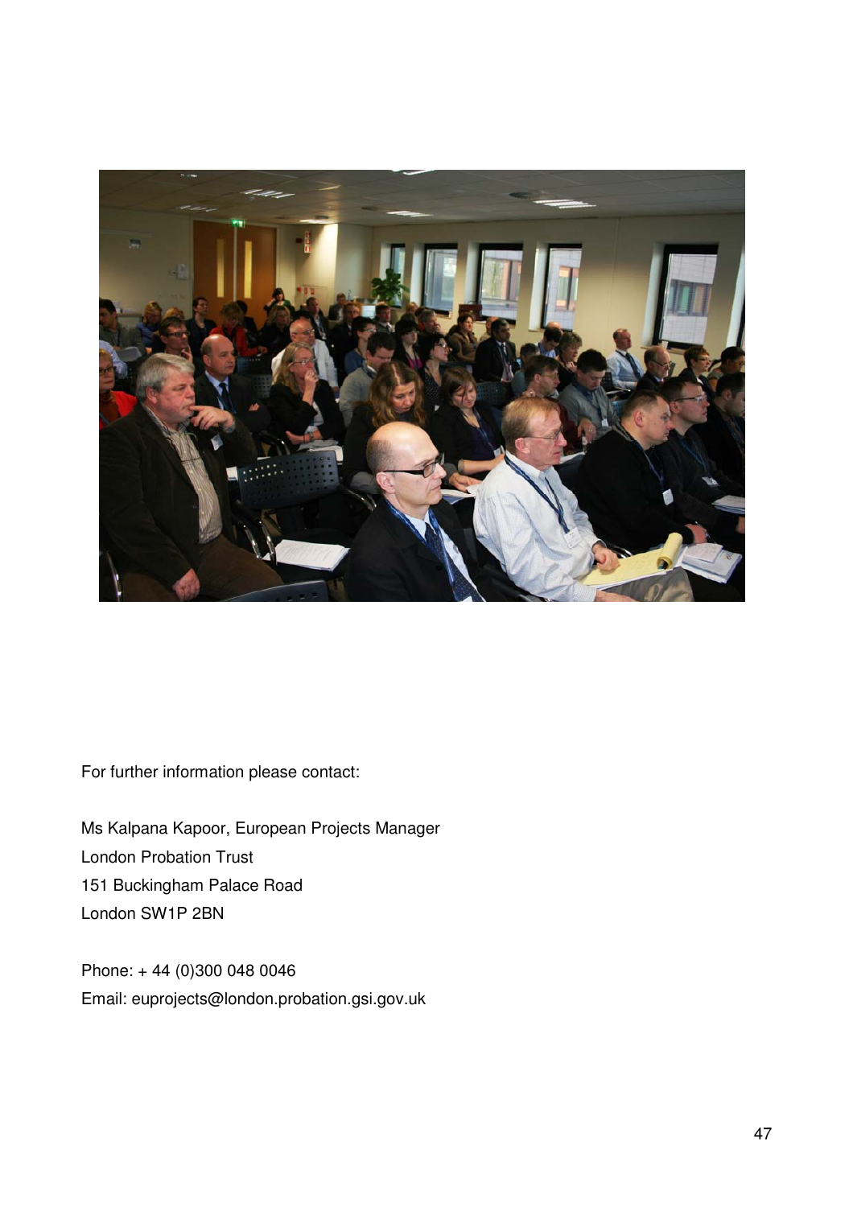For further information please contact:

Ms Kalpana Kapoor, European Projects Manager
London Probation Trust
151 Buckingham Palace Road
London SW1P 2BN

Phone: + 44 (0)300 048 0046
Email: euprojects@london.probation.gsi.gov.uk